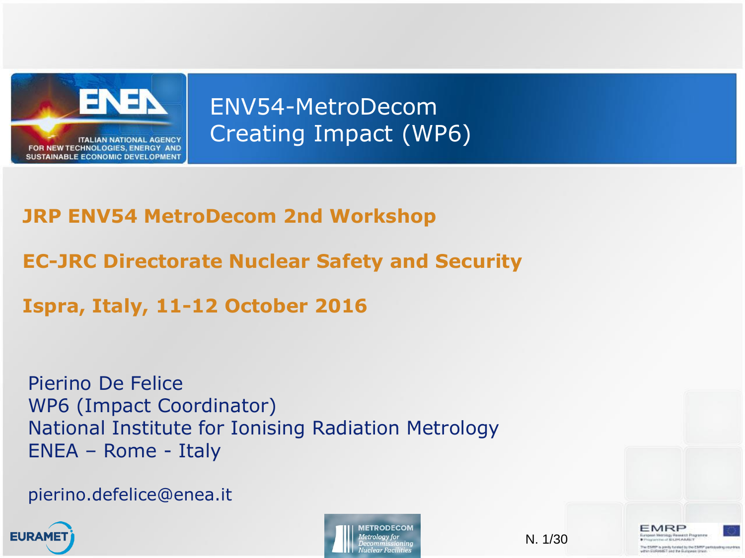ITALIAN NATIONAL AGENCY FOR NEW TECHNOLOGIES, ENERGY AND SUSTAINABLE ECONOMIC DEVELOPMENT

# ENV54-MetroDecom Creating Impact (WP6)

**JRP ENV54 MetroDecom 2nd Workshop**

**EC-JRC Directorate Nuclear Safety and Security**

**Ispra, Italy, 11-12 October 2016**

Pierino De Felice
WP6 (Impact Coordinator)
National Institute for Ionising Radiation Metrology
ENEA – Rome - Italy

pierino.defelice@enea.it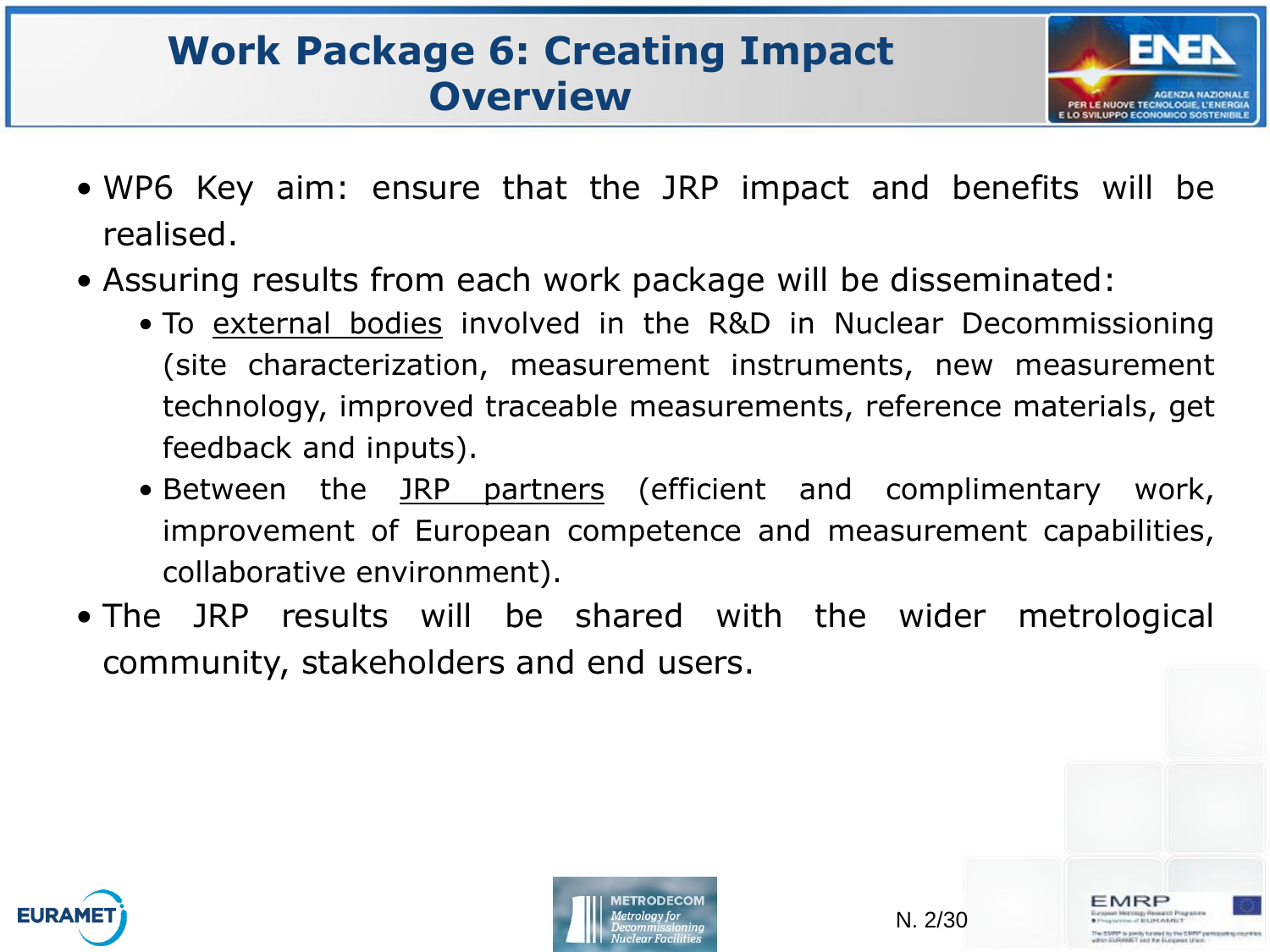# Work Package 6: Creating Impact Overview

- WP6 Key aim: ensure that the JRP impact and benefits will be realised.
- Assuring results from each work package will be disseminated:
  - To external bodies involved in the R&D in Nuclear Decommissioning (site characterization, measurement instruments, new measurement technology, improved traceable measurements, reference materials, get feedback and inputs).
  - Between the JRP partners (efficient and complimentary work, improvement of European competence and measurement capabilities, collaborative environment).
- The JRP results will be shared with the wider metrological community, stakeholders and end users.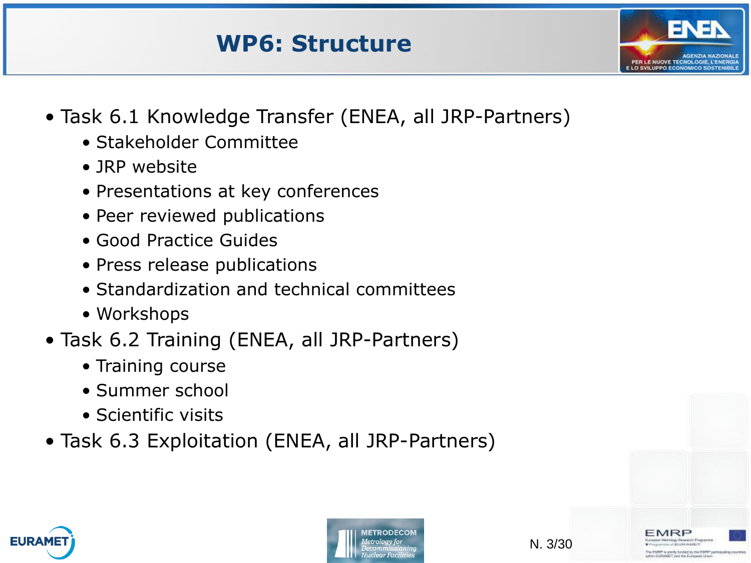# WP6: Structure

- Task 6.1 Knowledge Transfer (ENEA, all JRP-Partners)
  - Stakeholder Committee
  - JRP website
  - Presentations at key conferences
  - Peer reviewed publications
  - Good Practice Guides
  - Press release publications
  - Standardization and technical committees
  - Workshops
- Task 6.2 Training (ENEA, all JRP-Partners)
  - Training course
  - Summer school
  - Scientific visits
- Task 6.3 Exploitation (ENEA, all JRP-Partners)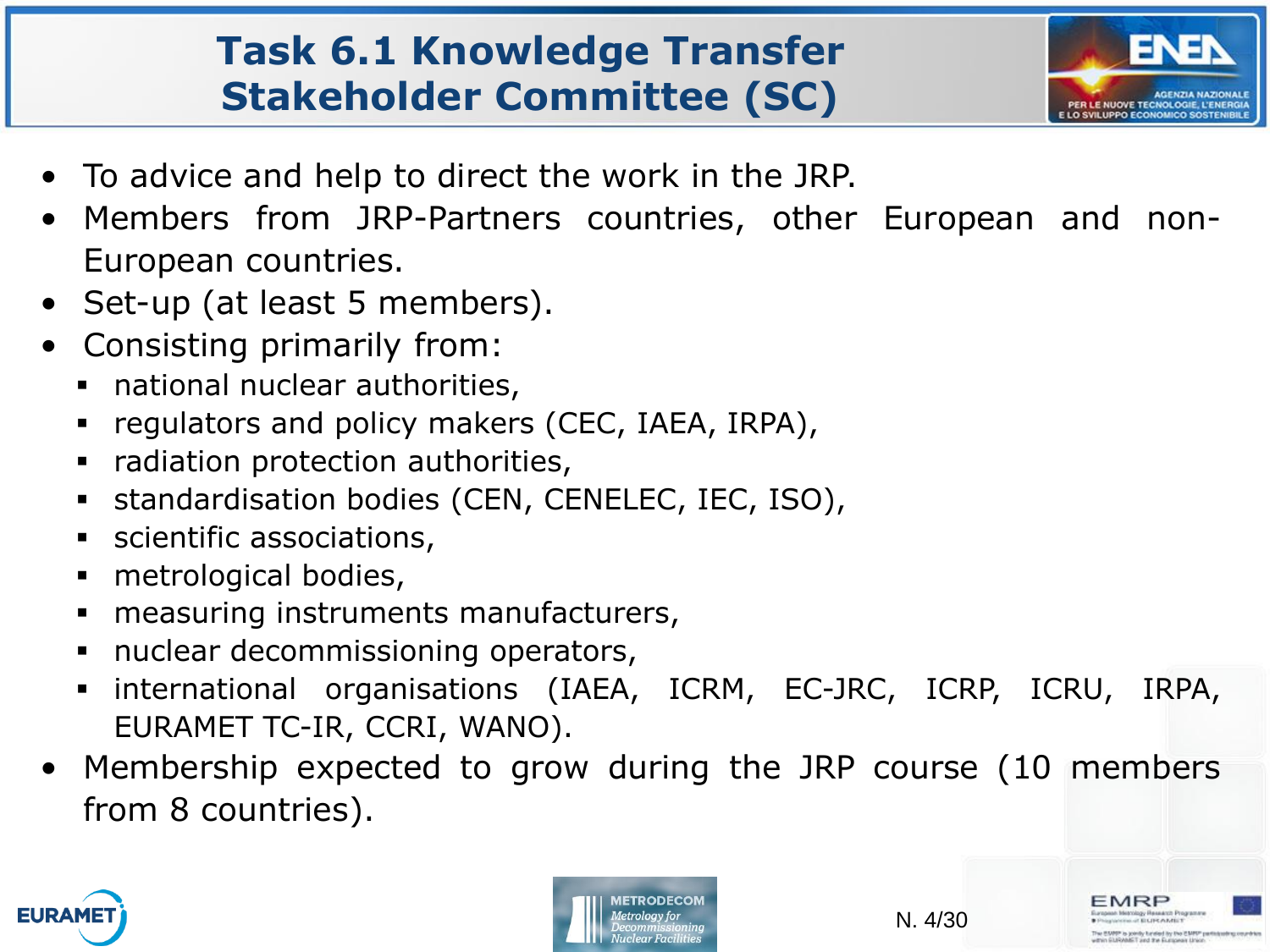# Task 6.1 Knowledge Transfer Stakeholder Committee (SC)

- To advice and help to direct the work in the JRP.
- Members from JRP-Partners countries, other European and non-European countries.
- Set-up (at least 5 members).
- Consisting primarily from:
  - national nuclear authorities,
  - regulators and policy makers (CEC, IAEA, IRPA),
  - radiation protection authorities,
  - standardisation bodies (CEN, CENELEC, IEC, ISO),
  - scientific associations,
  - metrological bodies,
  - measuring instruments manufacturers,
  - nuclear decommissioning operators,
  - international organisations (IAEA, ICRM, EC-JRC, ICRP, ICRU, IRPA, EURAMET TC-IR, CCRI, WANO).
- Membership expected to grow during the JRP course (10 members from 8 countries).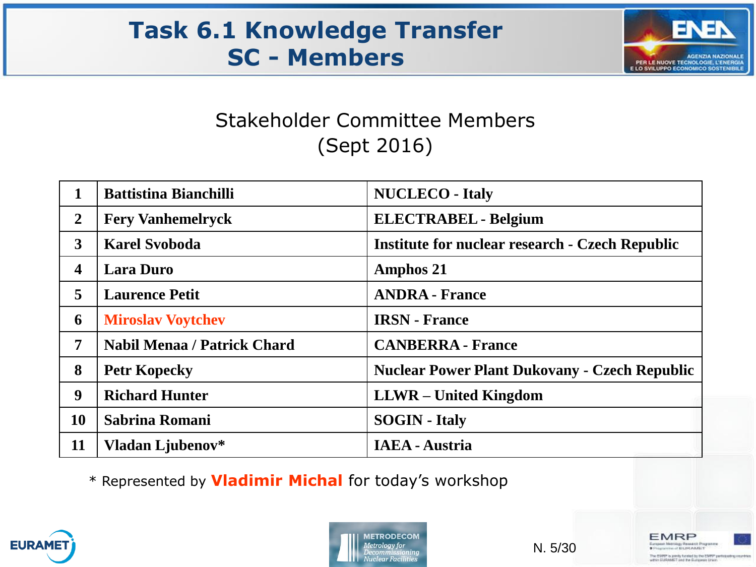# Task 6.1 Knowledge Transfer SC - Members

## Stakeholder Committee Members (Sept 2016)

| | | |
|---|---|---|
| 1 | **Battistina Bianchilli** | **NUCLECO - Italy** |
| 2 | **Fery Vanhemelryck** | **ELECTRABEL - Belgium** |
| 3 | **Karel Svoboda** | **Institute for nuclear research - Czech Republic** |
| 4 | **Lara Duro** | **Amphos 21** |
| 5 | **Laurence Petit** | **ANDRA - France** |
| 6 | **Miroslav Voytchev** | **IRSN - France** |
| 7 | **Nabil Menaa / Patrick Chard** | **CANBERRA - France** |
| 8 | **Petr Kopecky** | **Nuclear Power Plant Dukovany - Czech Republic** |
| 9 | **Richard Hunter** | **LLWR – United Kingdom** |
| 10 | **Sabrina Romani** | **SOGIN - Italy** |
| 11 | **Vladan Ljubenov*** | **IAEA - Austria** |

* Represented by **Vladimir Michal** for today's workshop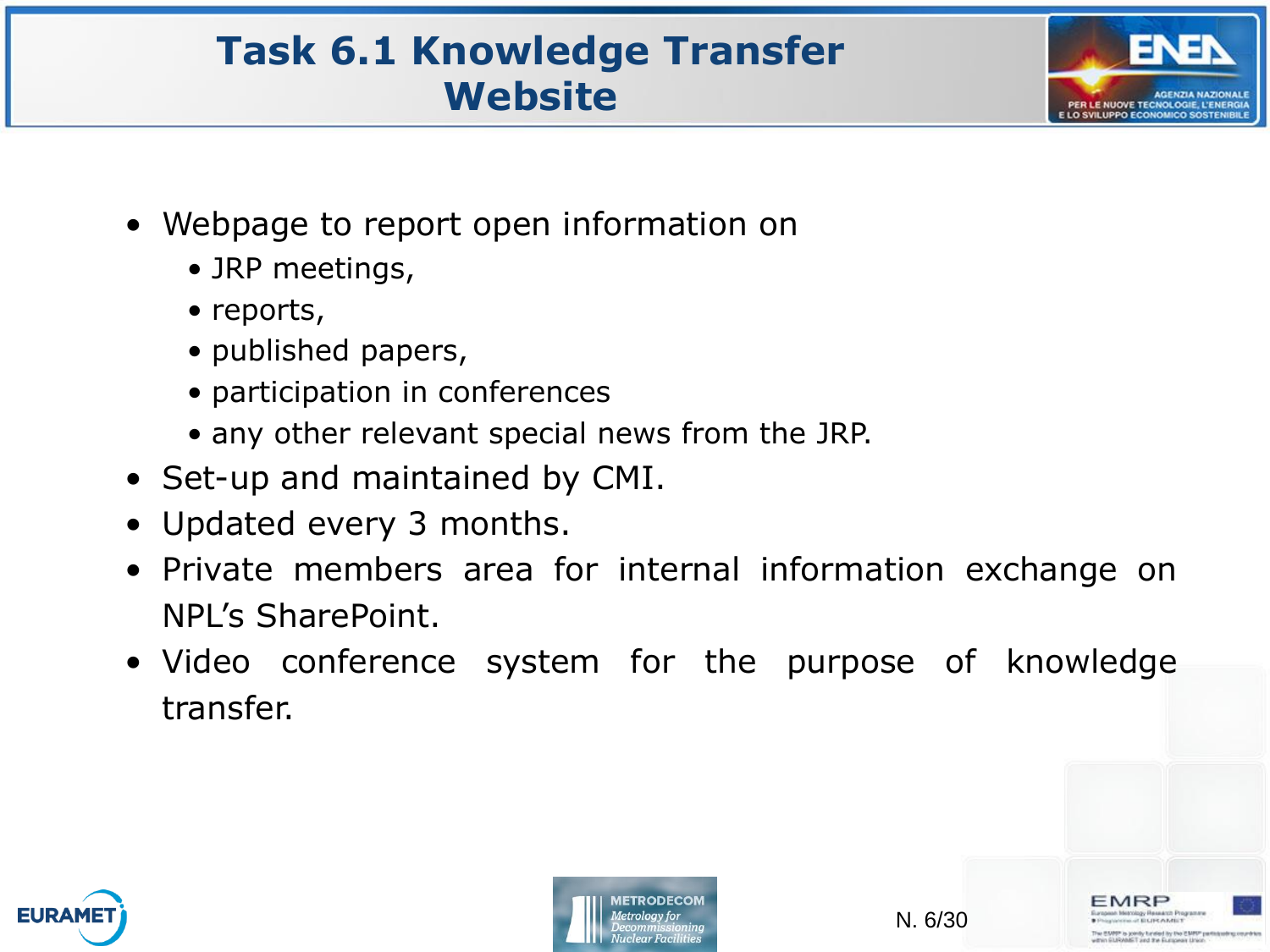# Task 6.1 Knowledge Transfer Website

- Webpage to report open information on
  - JRP meetings,
  - reports,
  - published papers,
  - participation in conferences
  - any other relevant special news from the JRP.
- Set-up and maintained by CMI.
- Updated every 3 months.
- Private members area for internal information exchange on NPL's SharePoint.
- Video conference system for the purpose of knowledge transfer.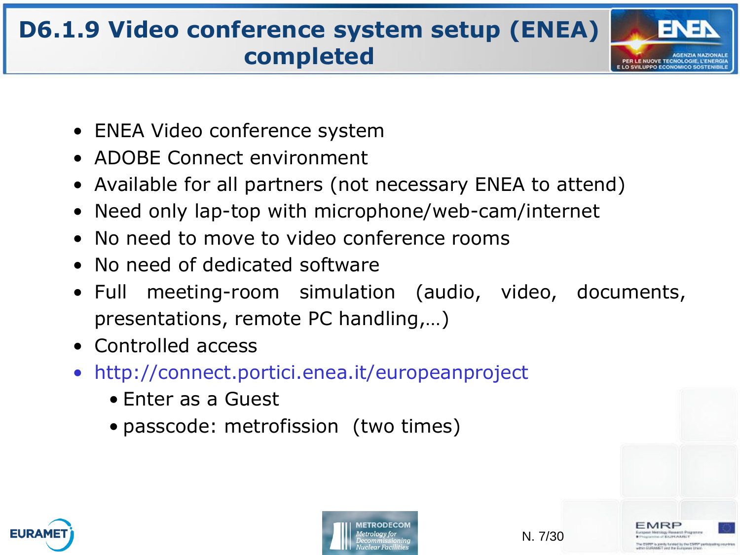# D6.1.9 Video conference system setup (ENEA) completed

- ENEA Video conference system
- ADOBE Connect environment
- Available for all partners (not necessary ENEA to attend)
- Need only lap-top with microphone/web-cam/internet
- No need to move to video conference rooms
- No need of dedicated software
- Full meeting-room simulation (audio, video, documents, presentations, remote PC handling,…)
- Controlled access
- http://connect.portici.enea.it/europeanproject
  - Enter as a Guest
  - passcode: metrofission (two times)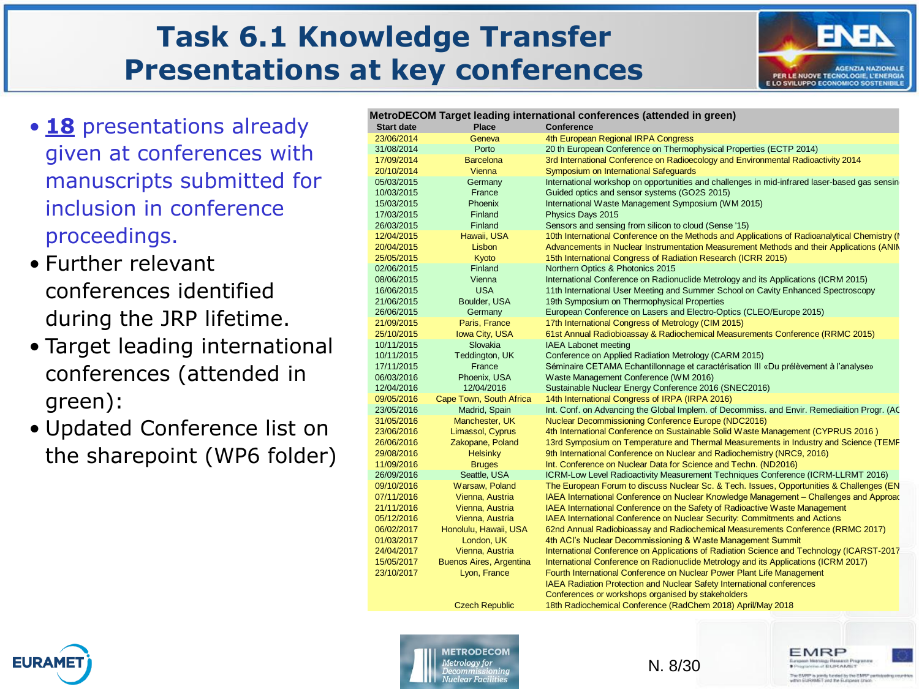# Task 6.1 Knowledge Transfer
# Presentations at key conferences

- **18** presentations already given at conferences with manuscripts submitted for inclusion in conference proceedings.
- Further relevant conferences identified during the JRP lifetime.
- Target leading international conferences (attended in green):
- Updated Conference list on the sharepoint (WP6 folder)

**MetroDECOM Target leading international conferences (attended in green)**

| Start date | Place | Conference |
|---|---|---|
| 23/06/2014 | Geneva | 4th European Regional IRPA Congress |
| 31/08/2014 | Porto | 20 th European Conference on Thermophysical Properties (ECTP 2014) |
| 17/09/2014 | Barcelona | 3rd International Conference on Radioecology and Environmental Radioactivity 2014 |
| 20/10/2014 | Vienna | Symposium on International Safeguards |
| 05/03/2015 | Germany | International workshop on opportunities and challenges in mid-infrared laser-based gas sensin |
| 10/03/2015 | France | Guided optics and sensor systems (GO2S 2015) |
| 15/03/2015 | Phoenix | International Waste Management Symposium (WM 2015) |
| 17/03/2015 | Finland | Physics Days 2015 |
| 26/03/2015 | Finland | Sensors and sensing from silicon to cloud (Sense '15) |
| 12/04/2015 | Hawaii, USA | 10th International Conference on the Methods and Applications of Radioanalytical Chemistry (I |
| 20/04/2015 | Lisbon | Advancements in Nuclear Instrumentation Measurement Methods and their Applications (ANIM |
| 25/05/2015 | Kyoto | 15th International Congress of Radiation Research (ICRR 2015) |
| 02/06/2015 | Finland | Northern Optics & Photonics 2015 |
| 08/06/2015 | Vienna | International Conference on Radionuclide Metrology and its Applications (ICRM 2015) |
| 16/06/2015 | USA | 11th International User Meeting and Summer School on Cavity Enhanced Spectroscopy |
| 21/06/2015 | Boulder, USA | 19th Symposium on Thermophysical Properties |
| 26/06/2015 | Germany | European Conference on Lasers and Electro-Optics (CLEO/Europe 2015) |
| 21/09/2015 | Paris, France | 17th International Congress of Metrology (CIM 2015) |
| 25/10/2015 | Iowa City, USA | 61st Annual Radiobioassay & Radiochemical Measurements Conference (RRMC 2015) |
| 10/11/2015 | Slovakia | IAEA Labonet meeting |
| 10/11/2015 | Teddington, UK | Conference on Applied Radiation Metrology (CARM 2015) |
| 17/11/2015 | France | Séminaire CETAMA Echantillonnage et caractérisation III «Du prélèvement à l'analyse» |
| 06/03/2016 | Phoenix, USA | Waste Management Conference (WM 2016) |
| 12/04/2016 | 12/04/2016 | Sustainable Nuclear Energy Conference 2016 (SNEC2016) |
| 09/05/2016 | Cape Town, South Africa | 14th International Congress of IRPA (IRPA 2016) |
| 23/05/2016 | Madrid, Spain | Int. Conf. on Advancing the Global Implem. of Decommiss. and Envir. Remediaition Progr. (AC |
| 31/05/2016 | Manchester, UK | Nuclear Decommissioning Conference Europe (NDC2016) |
| 23/06/2016 | Limassol, Cyprus | 4th International Conference on Sustainable Solid Waste Management (CYPRUS 2016 ) |
| 26/06/2016 | Zakopane, Poland | 13rd Symposium on Temperature and Thermal Measurements in Industry and Science (TEMP |
| 29/08/2016 | Helsinky | 9th International Conference on Nuclear and Radiochemistry (NRC9, 2016) |
| 11/09/2016 | Bruges | Int. Conference on Nuclear Data for Science and Techn. (ND2016) |
| 26/09/2016 | Seattle, USA | ICRM-Low Level Radioactivity Measurement Techniques Conference (ICRM-LLRMT 2016) |
| 09/10/2016 | Warsaw, Poland | The European Forum to discuss Nuclear Sc. & Tech. Issues, Opportunities & Challenges (EN |
| 07/11/2016 | Vienna, Austria | IAEA International Conference on Nuclear Knowledge Management – Challenges and Approac |
| 21/11/2016 | Vienna, Austria | IAEA International Conference on the Safety of Radioactive Waste Management |
| 05/12/2016 | Vienna, Austria | IAEA International Conference on Nuclear Security: Commitments and Actions |
| 06/02/2017 | Honolulu, Hawaii, USA | 62nd Annual Radiobioassay and Radiochemical Measurements Conference (RRMC 2017) |
| 01/03/2017 | London, UK | 4th ACI's Nuclear Decommissioning & Waste Management Summit |
| 24/04/2017 | Vienna, Austria | International Conference on Applications of Radiation Science and Technology (ICARST-2017 |
| 15/05/2017 | Buenos Aires, Argentina | International Conference on Radionuclide Metrology and its Applications (ICRM 2017) |
| 23/10/2017 | Lyon, France | Fourth International Conference on Nuclear Power Plant Life Management |
| | | IAEA Radiation Protection and Nuclear Safety International conferences |
| | | Conferences or workshops organised by stakeholders |
| | Czech Republic | 18th Radiochemical Conference (RadChem 2018) April/May 2018 |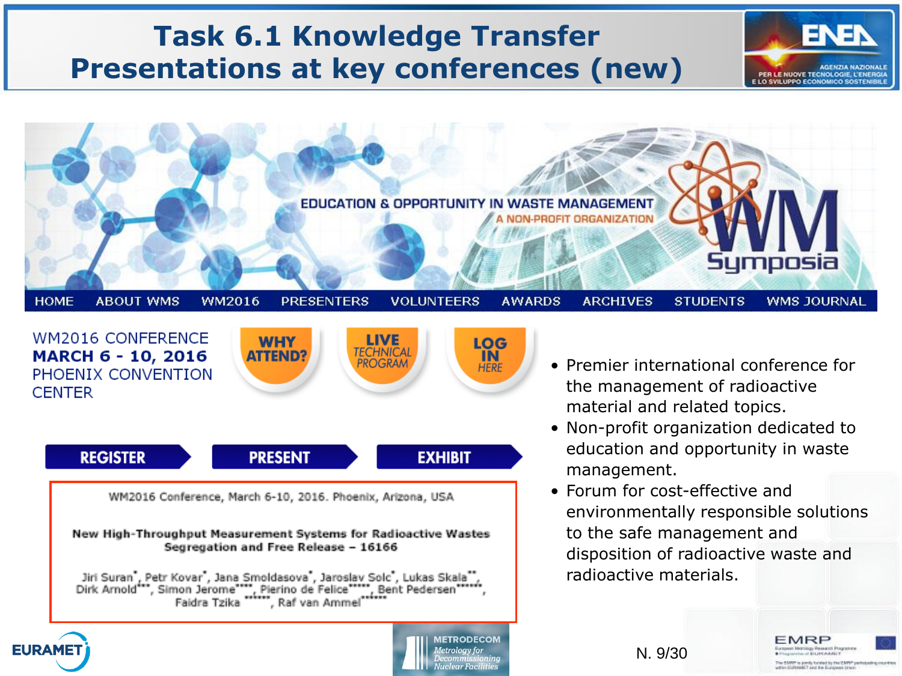# Task 6.1 Knowledge Transfer
# Presentations at key conferences (new)

EDUCATION & OPPORTUNITY IN WASTE MANAGEMENT
A NON-PROFIT ORGANIZATION

WM Symposia

HOME | ABOUT WMS | WM2016 | PRESENTERS | VOLUNTEERS | AWARDS | ARCHIVES | STUDENTS | WMS JOURNAL

WM2016 CONFERENCE
**MARCH 6 - 10, 2016**
PHOENIX CONVENTION CENTER

WHY ATTEND? | LIVE TECHNICAL PROGRAM | LOG IN HERE

REGISTER | PRESENT | EXHIBIT

WM2016 Conference, March 6-10, 2016. Phoenix, Arizona, USA

**New High-Throughput Measurement Systems for Radioactive Wastes Segregation and Free Release – 16166**

Jiri Suran*, Petr Kovar*, Jana Smoldasova*, Jaroslav Solc*, Lukas Skala**, Dirk Arnold***, Simon Jerome****, Pierino de Felice*****, Bent Pedersen******, Faidra Tzika ******, Raf van Ammel******

- Premier international conference for the management of radioactive material and related topics.
- Non-profit organization dedicated to education and opportunity in waste management.
- Forum for cost-effective and environmentally responsible solutions to the safe management and disposition of radioactive waste and radioactive materials.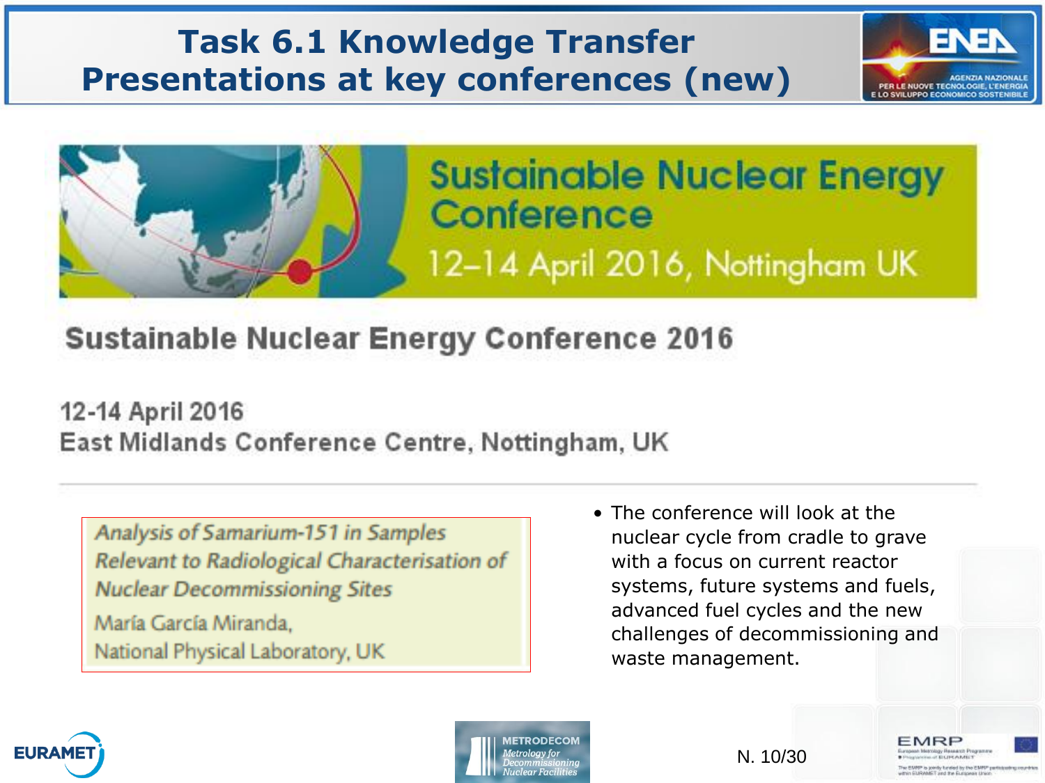# Task 6.1 Knowledge Transfer Presentations at key conferences (new)

Sustainable Nuclear Energy Conference

12–14 April 2016, Nottingham UK

## Sustainable Nuclear Energy Conference 2016

12-14 April 2016
East Midlands Conference Centre, Nottingham, UK

*Analysis of Samarium-151 in Samples Relevant to Radiological Characterisation of Nuclear Decommissioning Sites*

María García Miranda,
National Physical Laboratory, UK

- The conference will look at the nuclear cycle from cradle to grave with a focus on current reactor systems, future systems and fuels, advanced fuel cycles and the new challenges of decommissioning and waste management.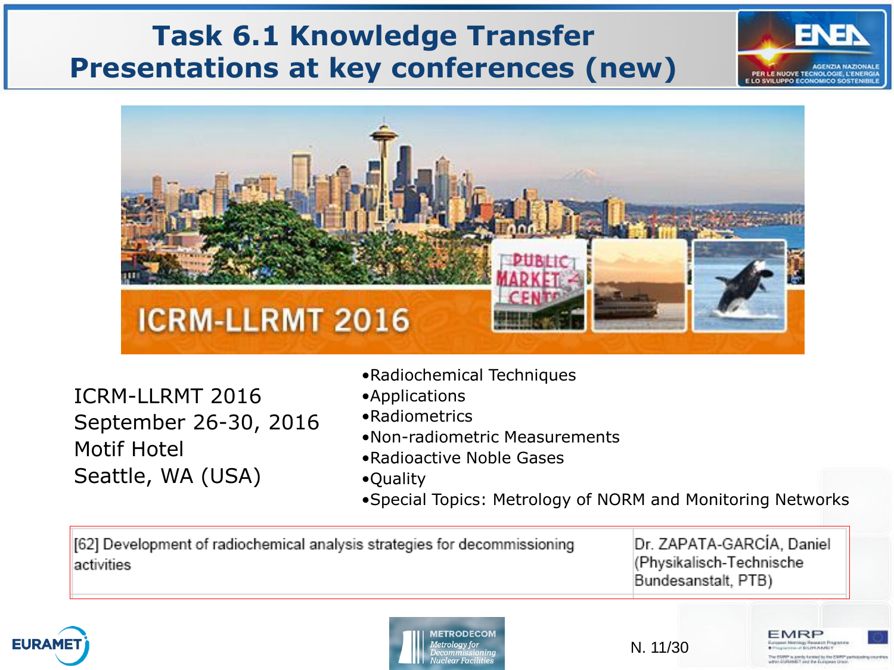# Task 6.1 Knowledge Transfer
# Presentations at key conferences (new)

ICRM-LLRMT 2016
September 26-30, 2016
Motif Hotel
Seattle, WA (USA)

- Radiochemical Techniques
- Applications
- Radiometrics
- Non-radiometric Measurements
- Radioactive Noble Gases
- Quality
- Special Topics: Metrology of NORM and Monitoring Networks

| | |
|---|---|
| [62] Development of radiochemical analysis strategies for decommissioning activities | Dr. ZAPATA-GARCÍA, Daniel (Physikalisch-Technische Bundesanstalt, PTB) |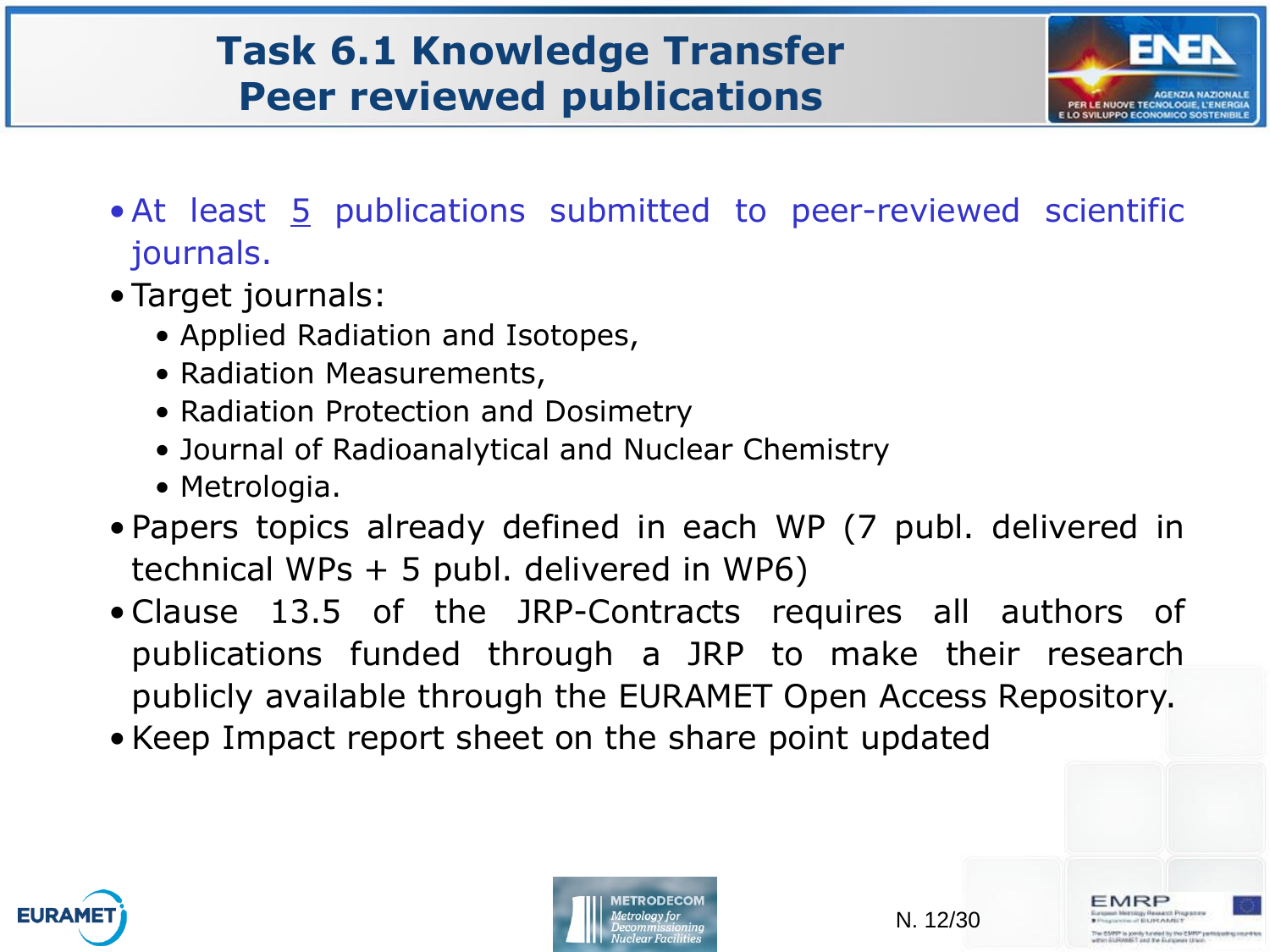# Task 6.1 Knowledge Transfer
# Peer reviewed publications

- At least 5 publications submitted to peer-reviewed scientific journals.
- Target journals:
  - Applied Radiation and Isotopes,
  - Radiation Measurements,
  - Radiation Protection and Dosimetry
  - Journal of Radioanalytical and Nuclear Chemistry
  - Metrologia.
- Papers topics already defined in each WP (7 publ. delivered in technical WPs + 5 publ. delivered in WP6)
- Clause 13.5 of the JRP-Contracts requires all authors of publications funded through a JRP to make their research publicly available through the EURAMET Open Access Repository.
- Keep Impact report sheet on the share point updated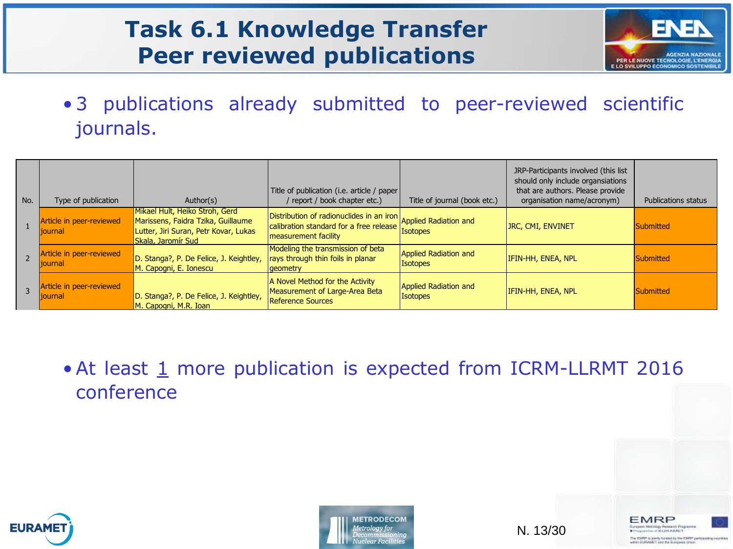# Task 6.1 Knowledge Transfer
# Peer reviewed publications

- 3 publications already submitted to peer-reviewed scientific journals.

| No. | Type of publication | Author(s) | Title of publication (i.e. article / paper / report / book chapter etc.) | Title of journal (book etc.) | JRP-Participants involved (this list should only include organsiations that are authors. Please provide organisation name/acronym) | Publications status |
|---|---|---|---|---|---|---|
| 1 | Article in peer-reviewed journal | Mikael Hult, Heiko Stroh, Gerd Marissens, Faidra Tzika, Guillaume Lutter, Jiri Suran, Petr Kovar, Lukas Skala, Jaromír Sud | Distribution of radionuclides in an iron calibration standard for a free release measurement facility | Applied Radiation and Isotopes | JRC, CMI, ENVINET | Submitted |
| 2 | Article in peer-reviewed journal | D. Stanga?, P. De Felice, J. Keightley, M. Capogni, E. Ionescu | Modeling the transmission of beta rays through thin foils in planar geometry | Applied Radiation and Isotopes | IFIN-HH, ENEA, NPL | Submitted |
| 3 | Article in peer-reviewed journal | D. Stanga?, P. De Felice, J. Keightley, M. Capogni, M.R. Ioan | A Novel Method for the Activity Measurement of Large-Area Beta Reference Sources | Applied Radiation and Isotopes | IFIN-HH, ENEA, NPL | Submitted |

- At least 1 more publication is expected from ICRM-LLRMT 2016 conference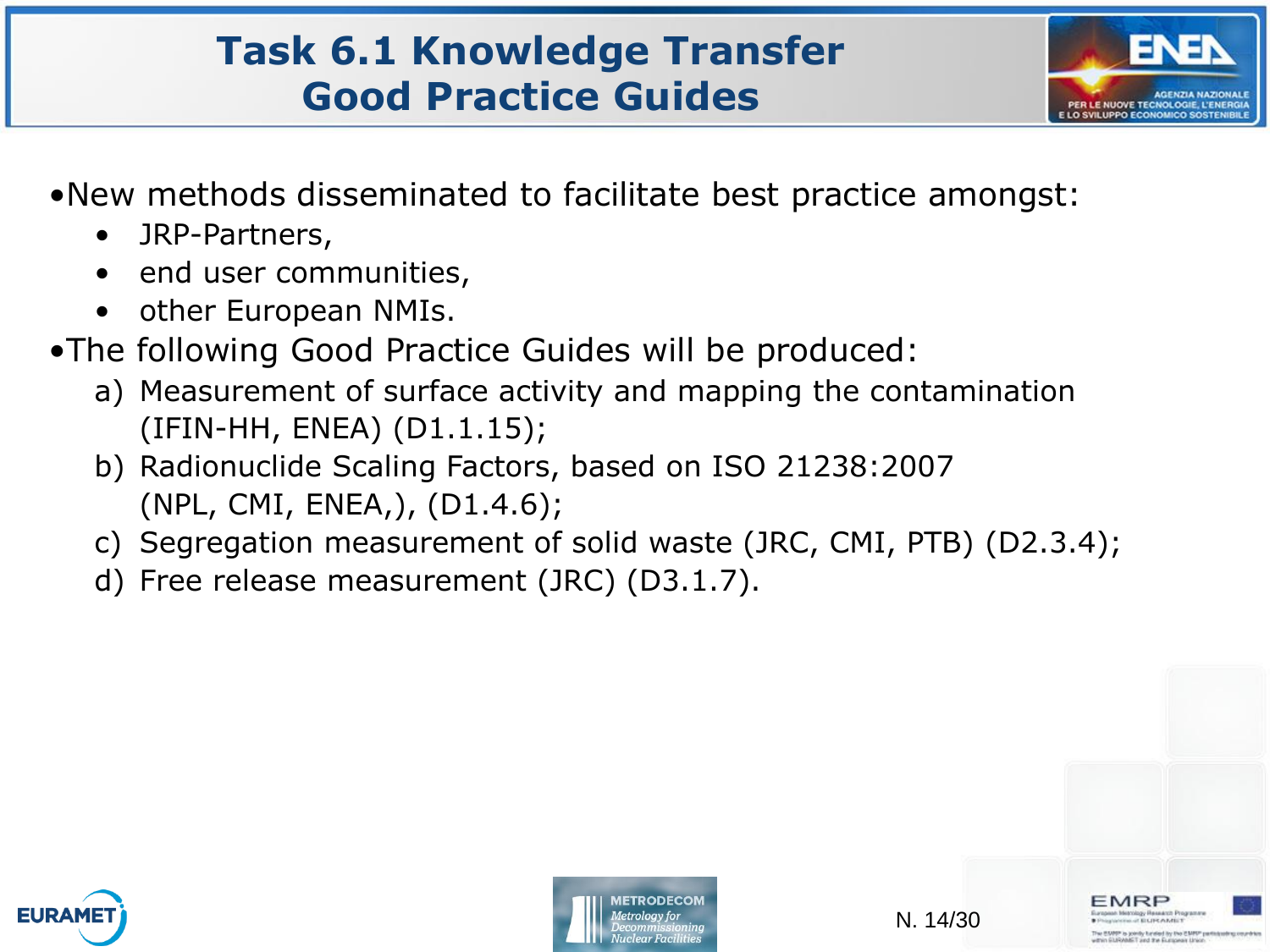# Task 6.1 Knowledge Transfer
# Good Practice Guides

- New methods disseminated to facilitate best practice amongst:
  - JRP-Partners,
  - end user communities,
  - other European NMIs.
- The following Good Practice Guides will be produced:
  a) Measurement of surface activity and mapping the contamination (IFIN-HH, ENEA) (D1.1.15);
  b) Radionuclide Scaling Factors, based on ISO 21238:2007 (NPL, CMI, ENEA,), (D1.4.6);
  c) Segregation measurement of solid waste (JRC, CMI, PTB) (D2.3.4);
  d) Free release measurement (JRC) (D3.1.7).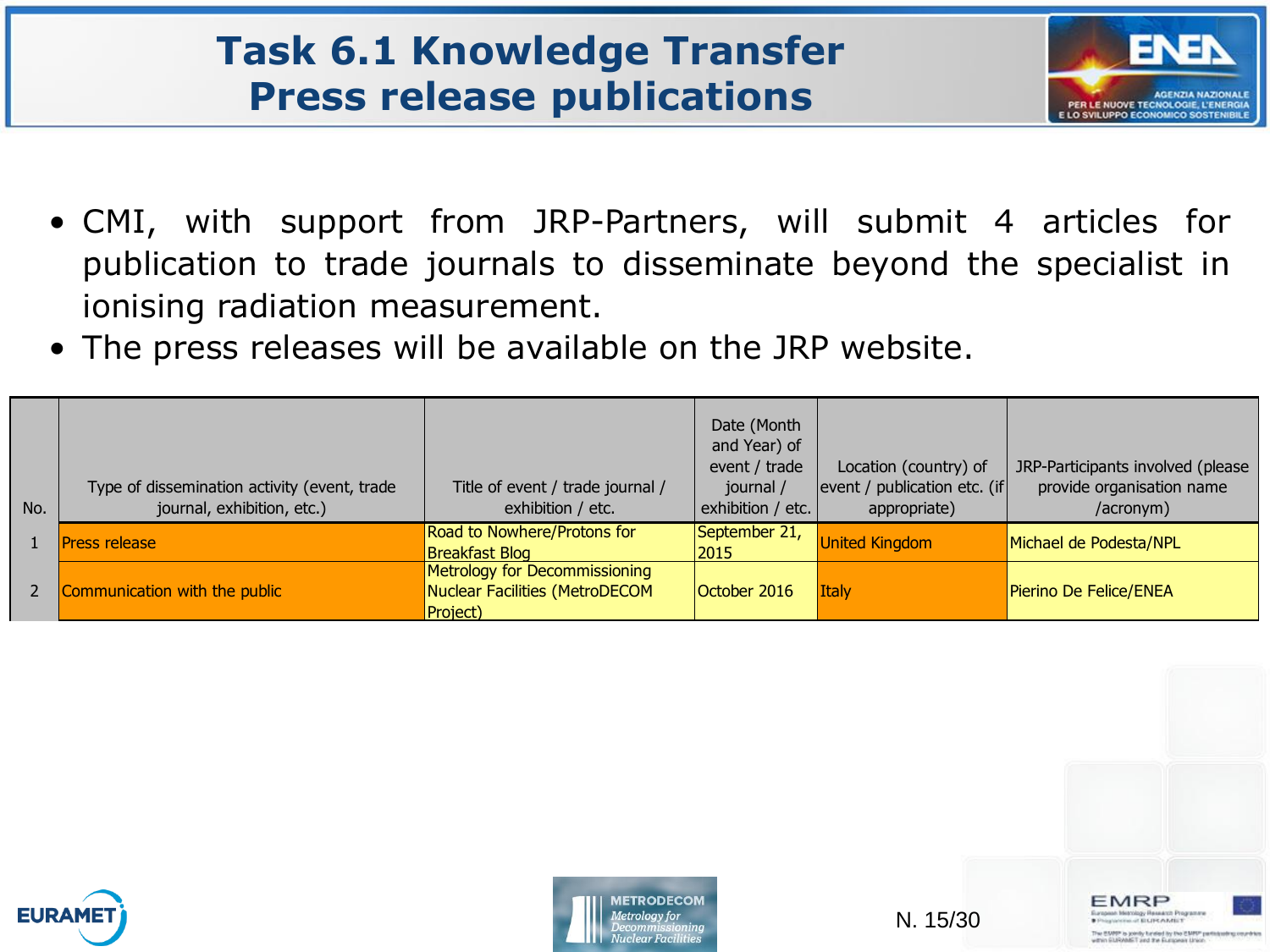# Task 6.1 Knowledge Transfer
# Press release publications

- CMI, with support from JRP-Partners, will submit 4 articles for publication to trade journals to disseminate beyond the specialist in ionising radiation measurement.
- The press releases will be available on the JRP website.

| No. | Type of dissemination activity (event, trade journal, exhibition, etc.) | Title of event / trade journal / exhibition / etc. | Date (Month and Year) of event / trade journal / exhibition / etc. | Location (country) of event / publication etc. (if appropriate) | JRP-Participants involved (please provide organisation name /acronym) |
|---|---|---|---|---|---|
| 1 | Press release | Road to Nowhere/Protons for Breakfast Blog | September 21, 2015 | United Kingdom | Michael de Podesta/NPL |
| 2 | Communication with the public | Metrology for Decommissioning Nuclear Facilities (MetroDECOM Project) | October 2016 | Italy | Pierino De Felice/ENEA |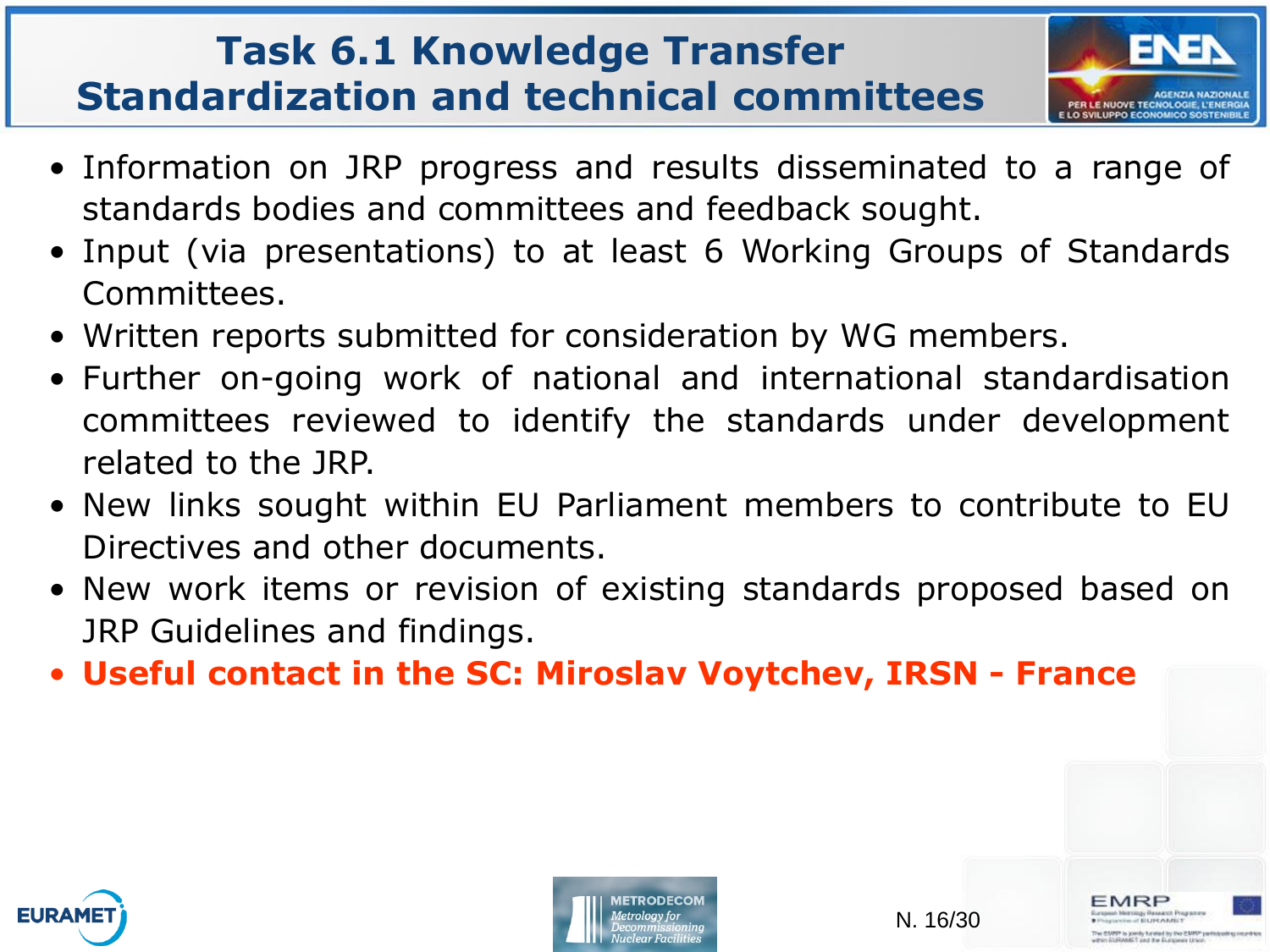# Task 6.1 Knowledge Transfer
# Standardization and technical committees

- Information on JRP progress and results disseminated to a range of standards bodies and committees and feedback sought.
- Input (via presentations) to at least 6 Working Groups of Standards Committees.
- Written reports submitted for consideration by WG members.
- Further on-going work of national and international standardisation committees reviewed to identify the standards under development related to the JRP.
- New links sought within EU Parliament members to contribute to EU Directives and other documents.
- New work items or revision of existing standards proposed based on JRP Guidelines and findings.
- **Useful contact in the SC: Miroslav Voytchev, IRSN - France**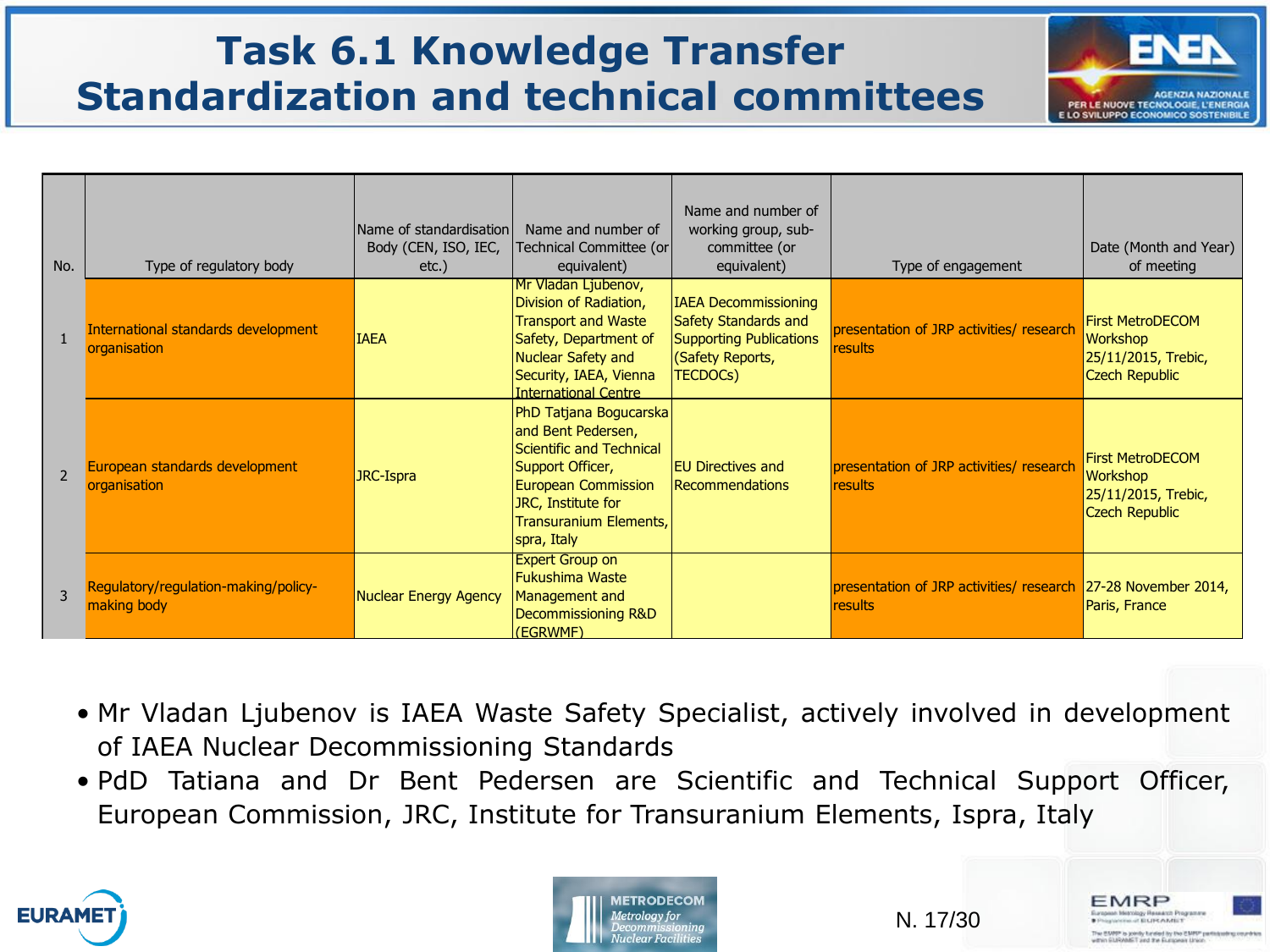# Task 6.1 Knowledge Transfer
# Standardization and technical committees

| No. | Type of regulatory body | Name of standardisation Body (CEN, ISO, IEC, etc.) | Name and number of Technical Committee (or equivalent) | Name and number of working group, sub-committee (or equivalent) | Type of engagement | Date (Month and Year) of meeting |
|---|---|---|---|---|---|---|
| 1 | International standards development organisation | IAEA | Mr Vladan Ljubenov, Division of Radiation, Transport and Waste Safety, Department of Nuclear Safety and Security, IAEA, Vienna International Centre | IAEA Decommissioning Safety Standards and Supporting Publications (Safety Reports, TECDOCs) | presentation of JRP activities/ research results | First MetroDECOM Workshop 25/11/2015, Trebic, Czech Republic |
| 2 | European standards development organisation | JRC-Ispra | PhD Tatjana Bogucarska and Bent Pedersen, Scientific and Technical Support Officer, European Commission JRC, Institute for Transuranium Elements, spra, Italy | EU Directives and Recommendations | presentation of JRP activities/ research results | First MetroDECOM Workshop 25/11/2015, Trebic, Czech Republic |
| 3 | Regulatory/regulation-making/policy-making body | Nuclear Energy Agency | Expert Group on Fukushima Waste Management and Decommissioning R&D (EGRWMF) | | presentation of JRP activities/ research results | 27-28 November 2014, Paris, France |

- Mr Vladan Ljubenov is IAEA Waste Safety Specialist, actively involved in development of IAEA Nuclear Decommissioning Standards
- PdD Tatiana and Dr Bent Pedersen are Scientific and Technical Support Officer, European Commission, JRC, Institute for Transuranium Elements, Ispra, Italy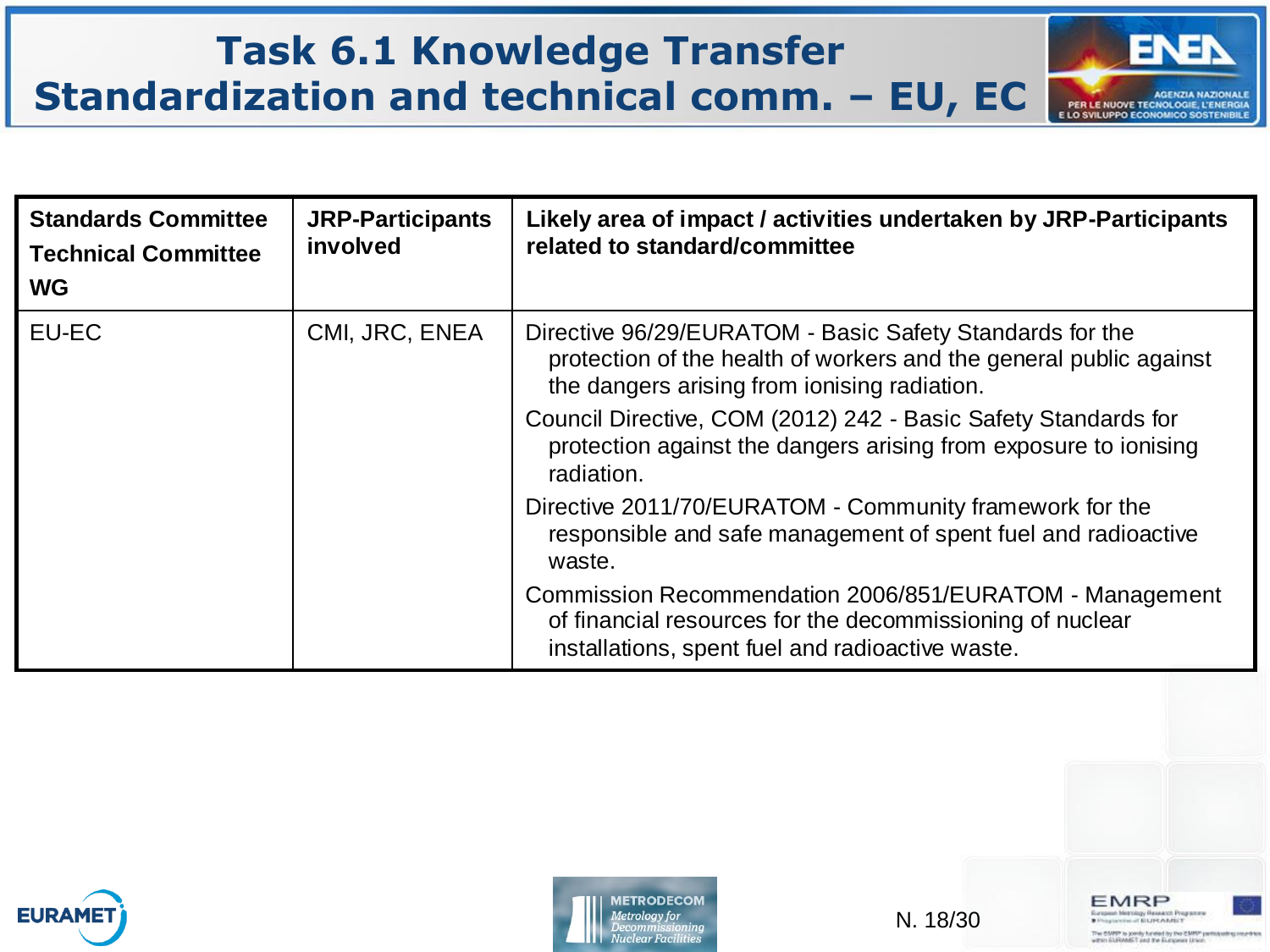# Task 6.1 Knowledge Transfer Standardization and technical comm. – EU, EC

| Standards Committee Technical Committee WG | JRP-Participants involved | Likely area of impact / activities undertaken by JRP-Participants related to standard/committee |
|---|---|---|
| EU-EC | CMI, JRC, ENEA | Directive 96/29/EURATOM - Basic Safety Standards for the protection of the health of workers and the general public against the dangers arising from ionising radiation.<br>Council Directive, COM (2012) 242 - Basic Safety Standards for protection against the dangers arising from exposure to ionising radiation.<br>Directive 2011/70/EURATOM - Community framework for the responsible and safe management of spent fuel and radioactive waste.<br>Commission Recommendation 2006/851/EURATOM - Management of financial resources for the decommissioning of nuclear installations, spent fuel and radioactive waste. |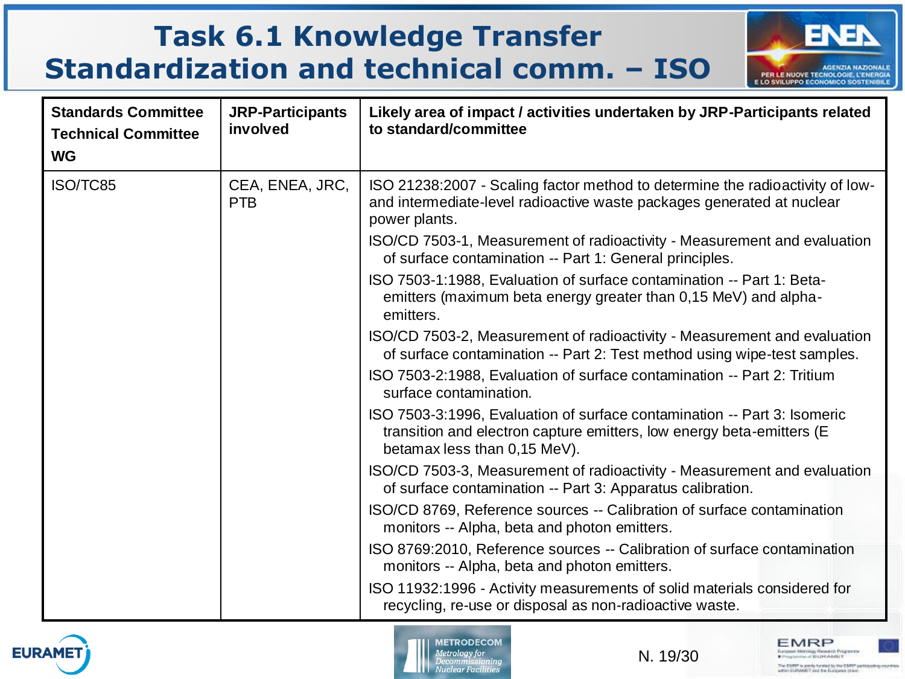# Task 6.1 Knowledge Transfer Standardization and technical comm. – ISO

| Standards Committee Technical Committee WG | JRP-Participants involved | Likely area of impact / activities undertaken by JRP-Participants related to standard/committee |
|---|---|---|
| ISO/TC85 | CEA, ENEA, JRC, PTB | ISO 21238:2007 - Scaling factor method to determine the radioactivity of low- and intermediate-level radioactive waste packages generated at nuclear power plants.<br>ISO/CD 7503-1, Measurement of radioactivity - Measurement and evaluation of surface contamination -- Part 1: General principles.<br>ISO 7503-1:1988, Evaluation of surface contamination -- Part 1: Beta-emitters (maximum beta energy greater than 0,15 MeV) and alpha-emitters.<br>ISO/CD 7503-2, Measurement of radioactivity - Measurement and evaluation of surface contamination -- Part 2: Test method using wipe-test samples.<br>ISO 7503-2:1988, Evaluation of surface contamination -- Part 2: Tritium surface contamination.<br>ISO 7503-3:1996, Evaluation of surface contamination -- Part 3: Isomeric transition and electron capture emitters, low energy beta-emitters (E betamax less than 0,15 MeV).<br>ISO/CD 7503-3, Measurement of radioactivity - Measurement and evaluation of surface contamination -- Part 3: Apparatus calibration.<br>ISO/CD 8769, Reference sources -- Calibration of surface contamination monitors -- Alpha, beta and photon emitters.<br>ISO 8769:2010, Reference sources -- Calibration of surface contamination monitors -- Alpha, beta and photon emitters.<br>ISO 11932:1996 - Activity measurements of solid materials considered for recycling, re-use or disposal as non-radioactive waste. |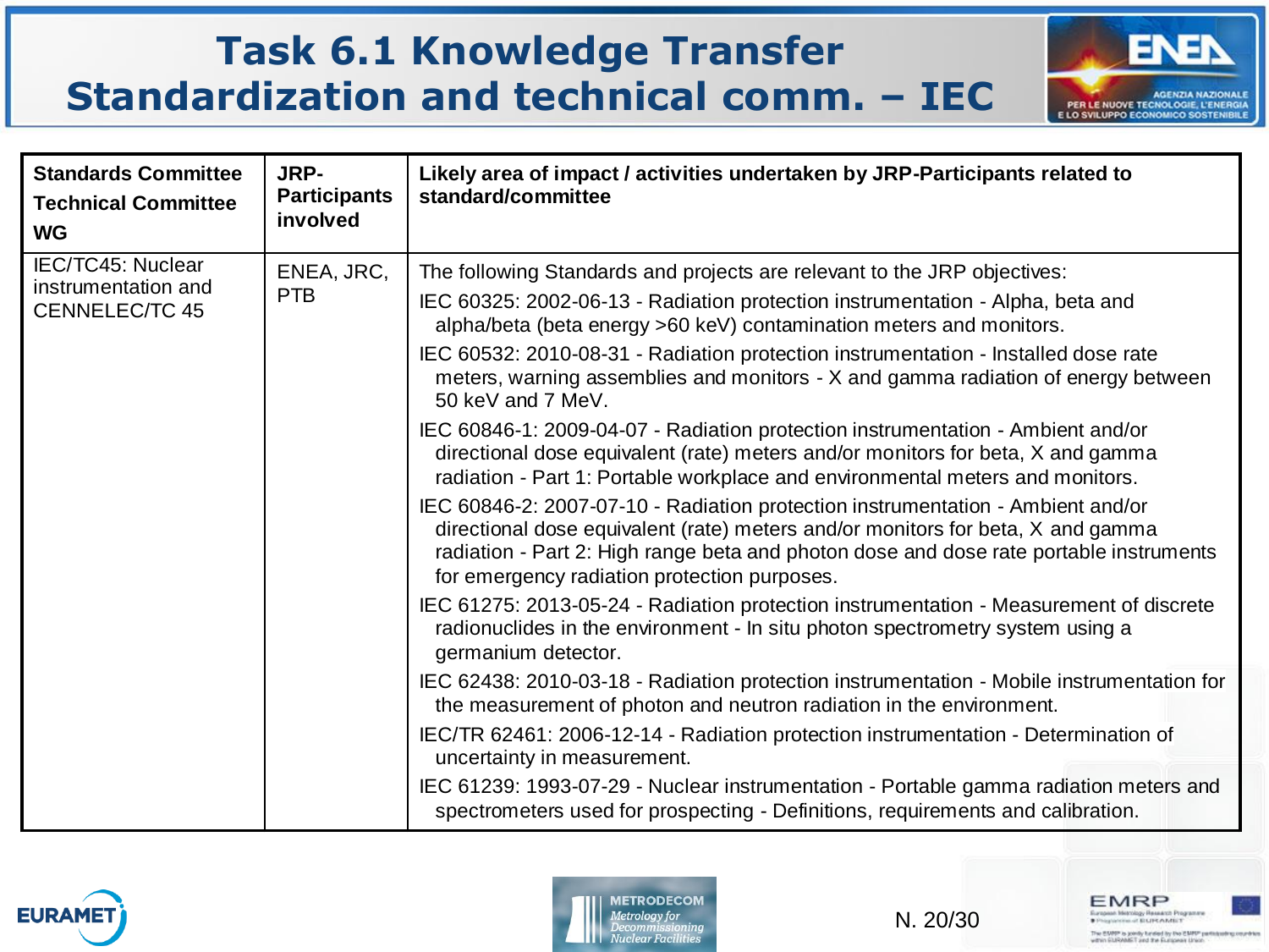# Task 6.1 Knowledge Transfer
# Standardization and technical comm. – IEC

| Standards Committee Technical Committee WG | JRP-Participants involved | Likely area of impact / activities undertaken by JRP-Participants related to standard/committee |
|---|---|---|
| IEC/TC45: Nuclear instrumentation and CENNELEC/TC 45 | ENEA, JRC, PTB | The following Standards and projects are relevant to the JRP objectives:<br>IEC 60325: 2002-06-13 - Radiation protection instrumentation - Alpha, beta and alpha/beta (beta energy >60 keV) contamination meters and monitors.<br>IEC 60532: 2010-08-31 - Radiation protection instrumentation - Installed dose rate meters, warning assemblies and monitors - X and gamma radiation of energy between 50 keV and 7 MeV.<br>IEC 60846-1: 2009-04-07 - Radiation protection instrumentation - Ambient and/or directional dose equivalent (rate) meters and/or monitors for beta, X and gamma radiation - Part 1: Portable workplace and environmental meters and monitors.<br>IEC 60846-2: 2007-07-10 - Radiation protection instrumentation - Ambient and/or directional dose equivalent (rate) meters and/or monitors for beta, X and gamma radiation - Part 2: High range beta and photon dose and dose rate portable instruments for emergency radiation protection purposes.<br>IEC 61275: 2013-05-24 - Radiation protection instrumentation - Measurement of discrete radionuclides in the environment - In situ photon spectrometry system using a germanium detector.<br>IEC 62438: 2010-03-18 - Radiation protection instrumentation - Mobile instrumentation for the measurement of photon and neutron radiation in the environment.<br>IEC/TR 62461: 2006-12-14 - Radiation protection instrumentation - Determination of uncertainty in measurement.<br>IEC 61239: 1993-07-29 - Nuclear instrumentation - Portable gamma radiation meters and spectrometers used for prospecting - Definitions, requirements and calibration. |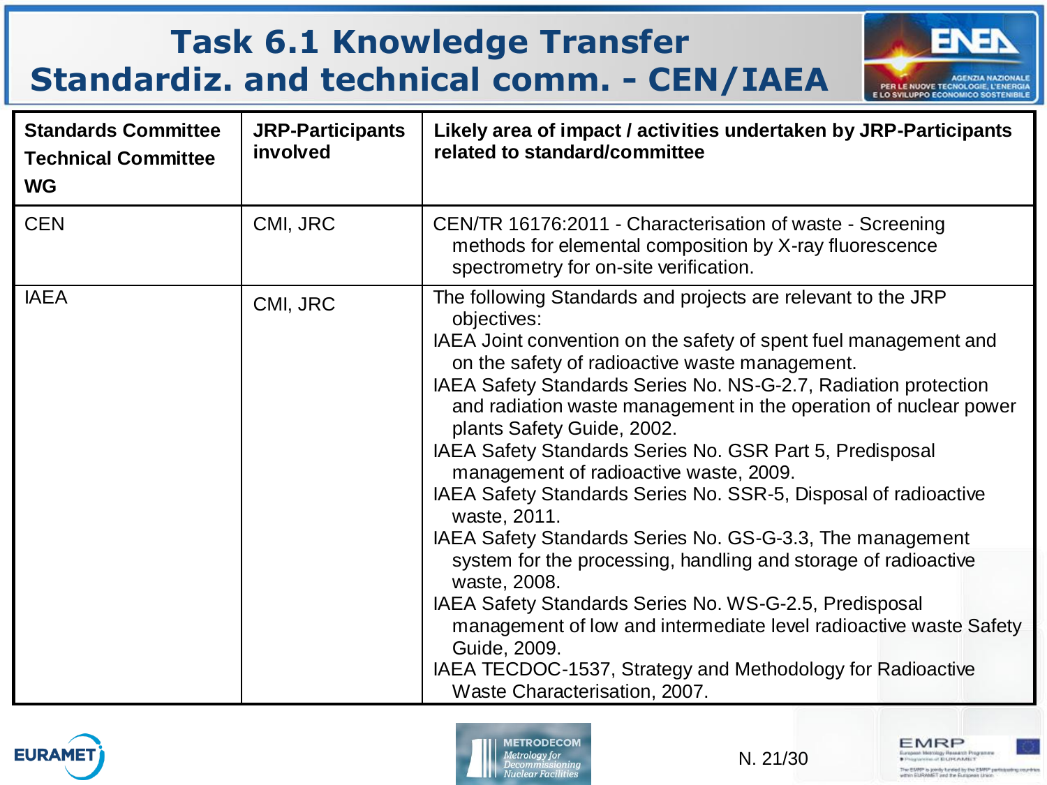# Task 6.1 Knowledge Transfer Standardiz. and technical comm. - CEN/IAEA

| Standards Committee Technical Committee WG | JRP-Participants involved | Likely area of impact / activities undertaken by JRP-Participants related to standard/committee |
|---|---|---|
| CEN | CMI, JRC | CEN/TR 16176:2011 - Characterisation of waste - Screening methods for elemental composition by X-ray fluorescence spectrometry for on-site verification. |
| IAEA | CMI, JRC | The following Standards and projects are relevant to the JRP objectives:<br>IAEA Joint convention on the safety of spent fuel management and on the safety of radioactive waste management.<br>IAEA Safety Standards Series No. NS-G-2.7, Radiation protection and radiation waste management in the operation of nuclear power plants Safety Guide, 2002.<br>IAEA Safety Standards Series No. GSR Part 5, Predisposal management of radioactive waste, 2009.<br>IAEA Safety Standards Series No. SSR-5, Disposal of radioactive waste, 2011.<br>IAEA Safety Standards Series No. GS-G-3.3, The management system for the processing, handling and storage of radioactive waste, 2008.<br>IAEA Safety Standards Series No. WS-G-2.5, Predisposal management of low and intermediate level radioactive waste Safety Guide, 2009.<br>IAEA TECDOC-1537, Strategy and Methodology for Radioactive Waste Characterisation, 2007. |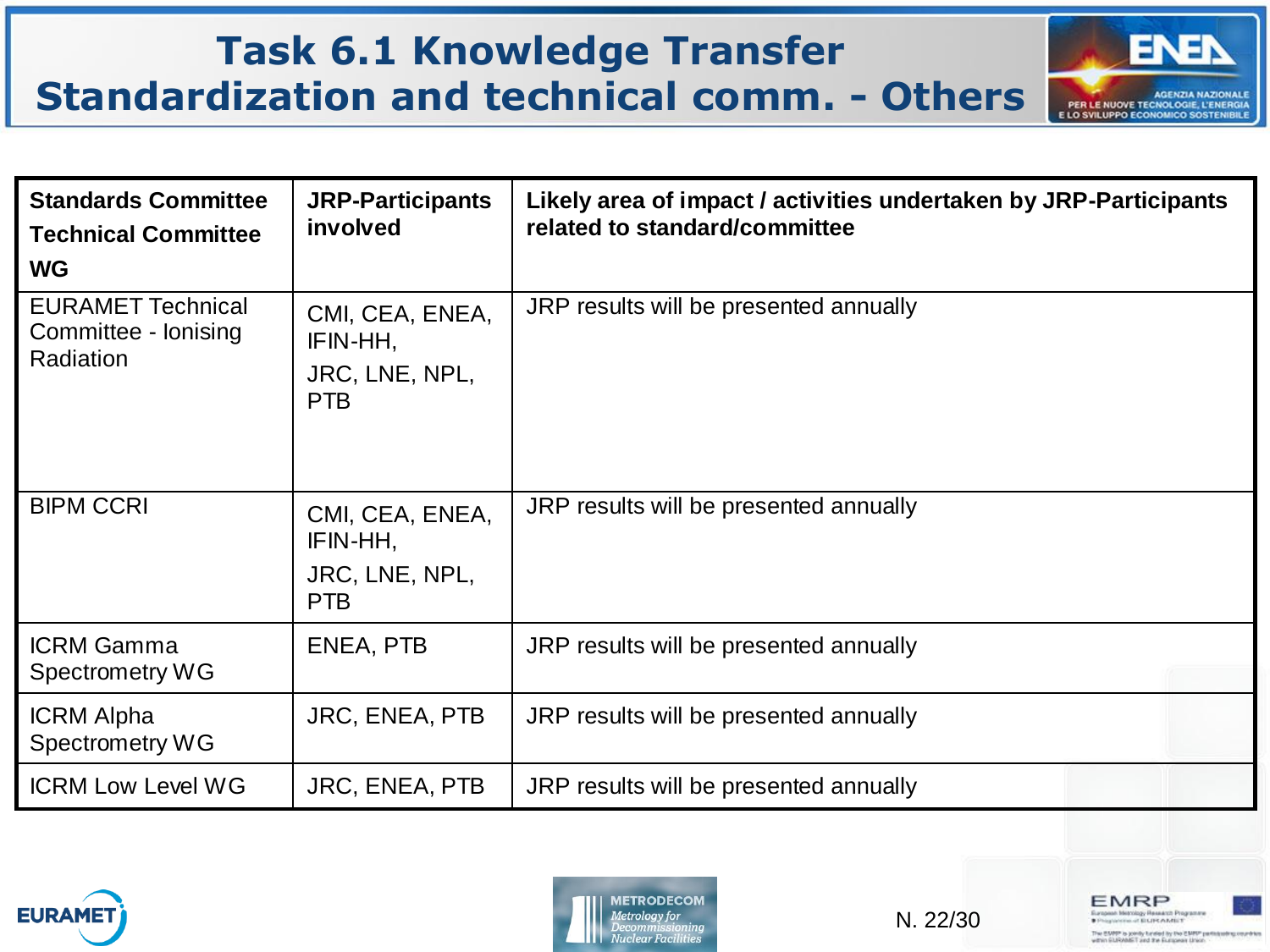# Task 6.1 Knowledge Transfer Standardization and technical comm. - Others

| Standards Committee Technical Committee WG | JRP-Participants involved | Likely area of impact / activities undertaken by JRP-Participants related to standard/committee |
|---|---|---|
| EURAMET Technical Committee - Ionising Radiation | CMI, CEA, ENEA, IFIN-HH, JRC, LNE, NPL, PTB | JRP results will be presented annually |
| BIPM CCRI | CMI, CEA, ENEA, IFIN-HH, JRC, LNE, NPL, PTB | JRP results will be presented annually |
| ICRM Gamma Spectrometry WG | ENEA, PTB | JRP results will be presented annually |
| ICRM Alpha Spectrometry WG | JRC, ENEA, PTB | JRP results will be presented annually |
| ICRM Low Level WG | JRC, ENEA, PTB | JRP results will be presented annually |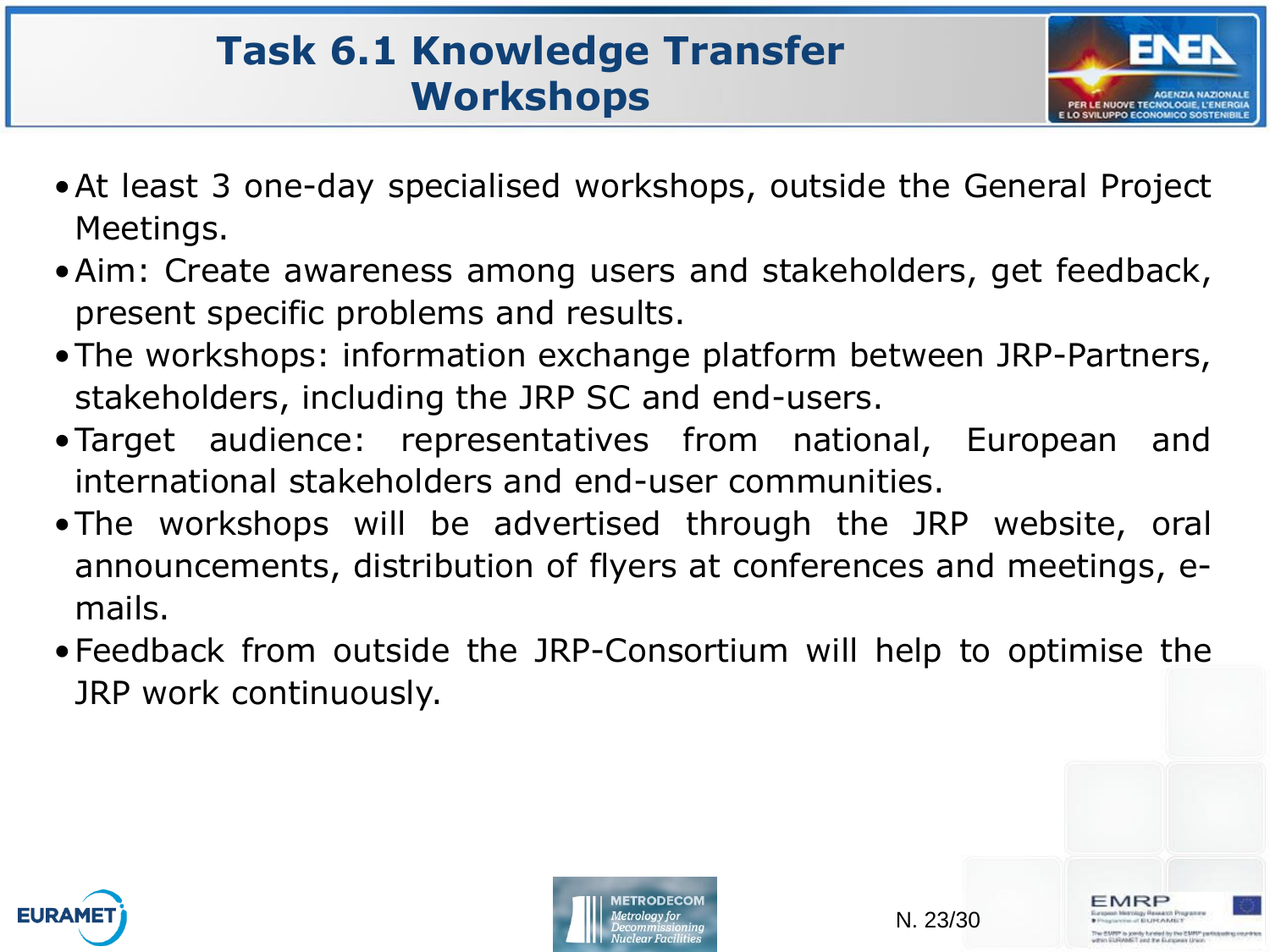# Task 6.1 Knowledge Transfer Workshops

- At least 3 one-day specialised workshops, outside the General Project Meetings.
- Aim: Create awareness among users and stakeholders, get feedback, present specific problems and results.
- The workshops: information exchange platform between JRP-Partners, stakeholders, including the JRP SC and end-users.
- Target audience: representatives from national, European and international stakeholders and end-user communities.
- The workshops will be advertised through the JRP website, oral announcements, distribution of flyers at conferences and meetings, e-mails.
- Feedback from outside the JRP-Consortium will help to optimise the JRP work continuously.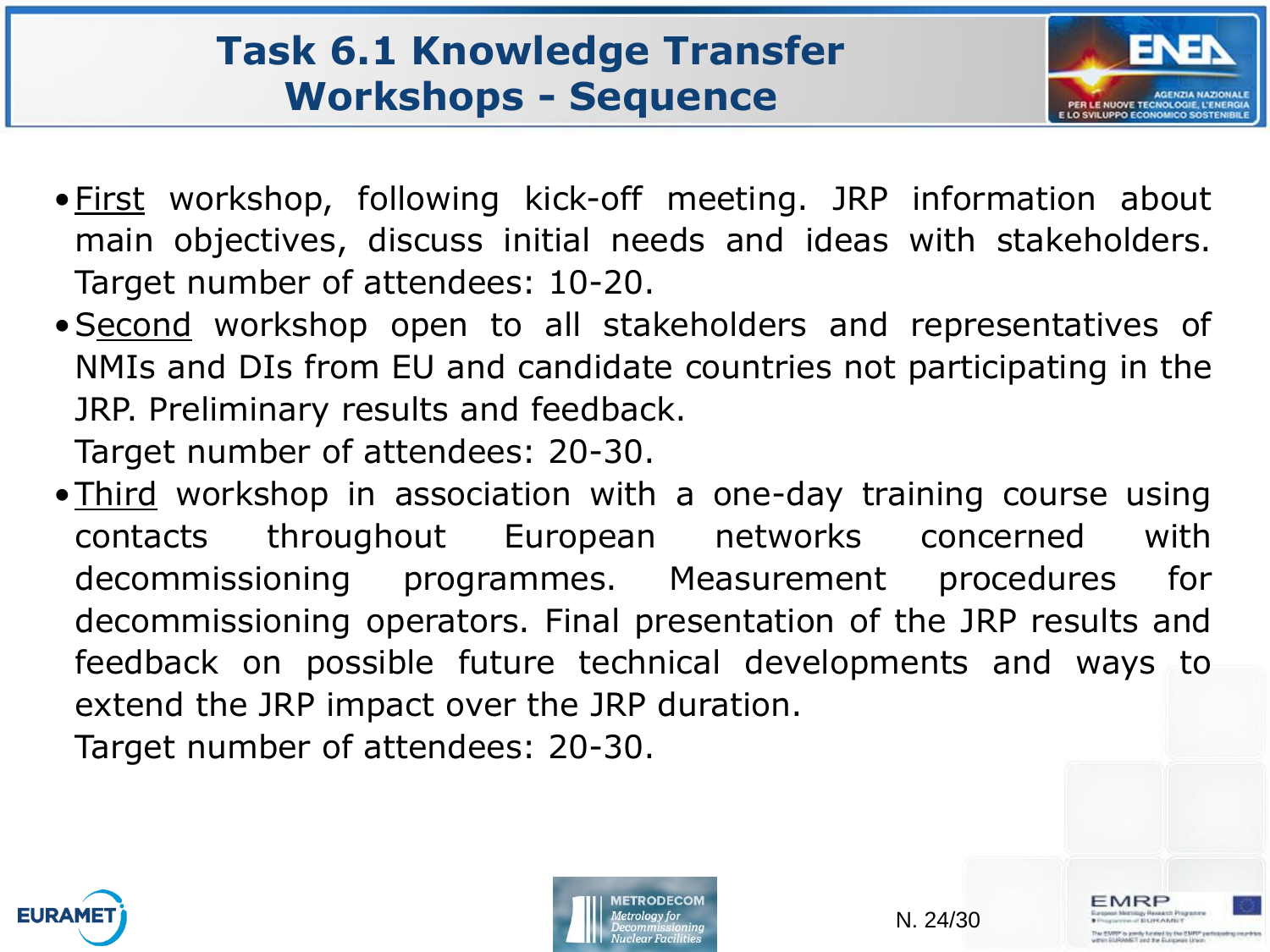# Task 6.1 Knowledge Transfer Workshops - Sequence

- First workshop, following kick-off meeting. JRP information about main objectives, discuss initial needs and ideas with stakeholders. Target number of attendees: 10-20.
- Second workshop open to all stakeholders and representatives of NMIs and DIs from EU and candidate countries not participating in the JRP. Preliminary results and feedback.
  Target number of attendees: 20-30.
- Third workshop in association with a one-day training course using contacts throughout European networks concerned with decommissioning programmes. Measurement procedures for decommissioning operators. Final presentation of the JRP results and feedback on possible future technical developments and ways to extend the JRP impact over the JRP duration.
  Target number of attendees: 20-30.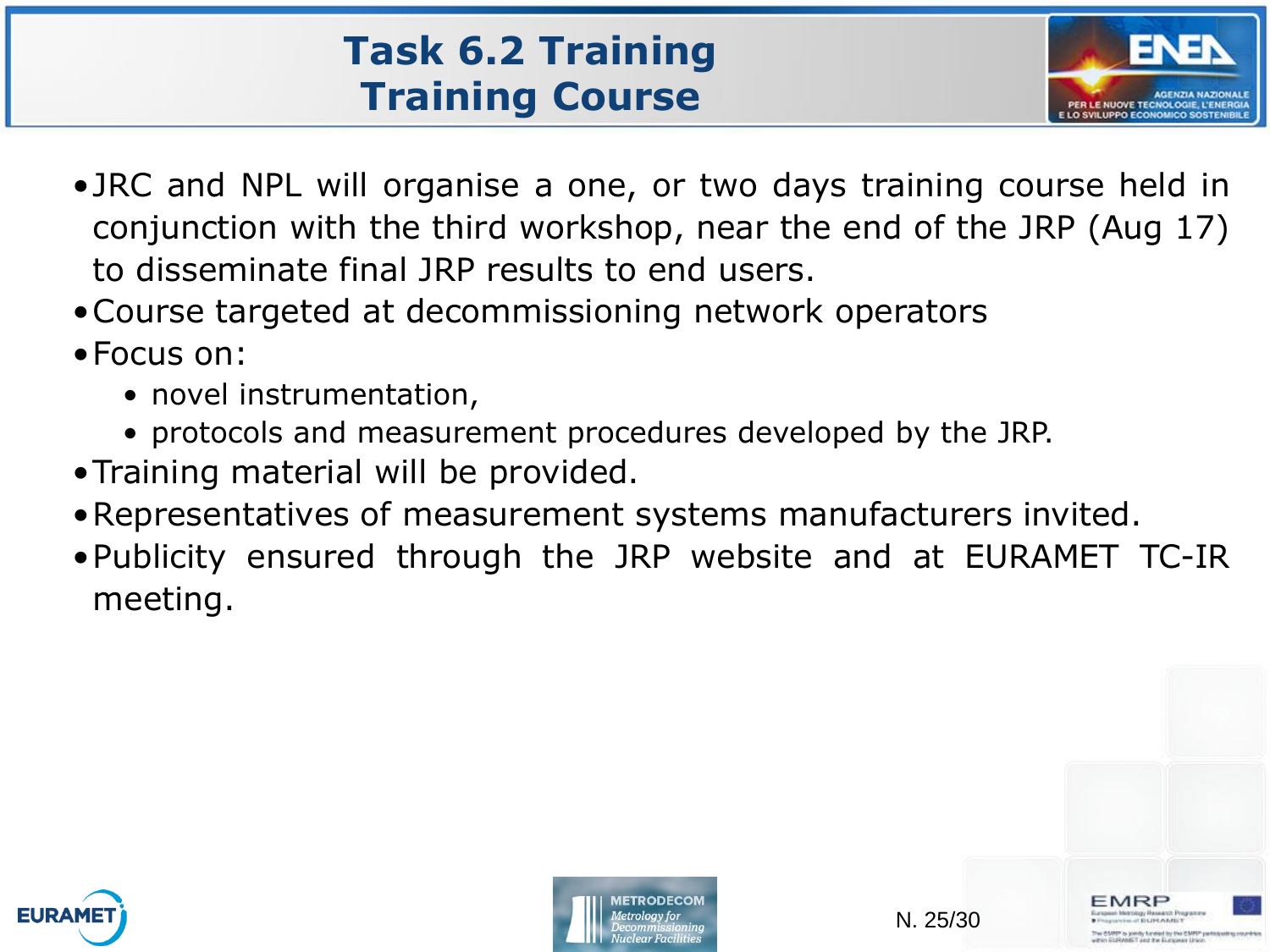# Task 6.2 Training
## Training Course

- JRC and NPL will organise a one, or two days training course held in conjunction with the third workshop, near the end of the JRP (Aug 17) to disseminate final JRP results to end users.
- Course targeted at decommissioning network operators
- Focus on:
  - novel instrumentation,
  - protocols and measurement procedures developed by the JRP.
- Training material will be provided.
- Representatives of measurement systems manufacturers invited.
- Publicity ensured through the JRP website and at EURAMET TC-IR meeting.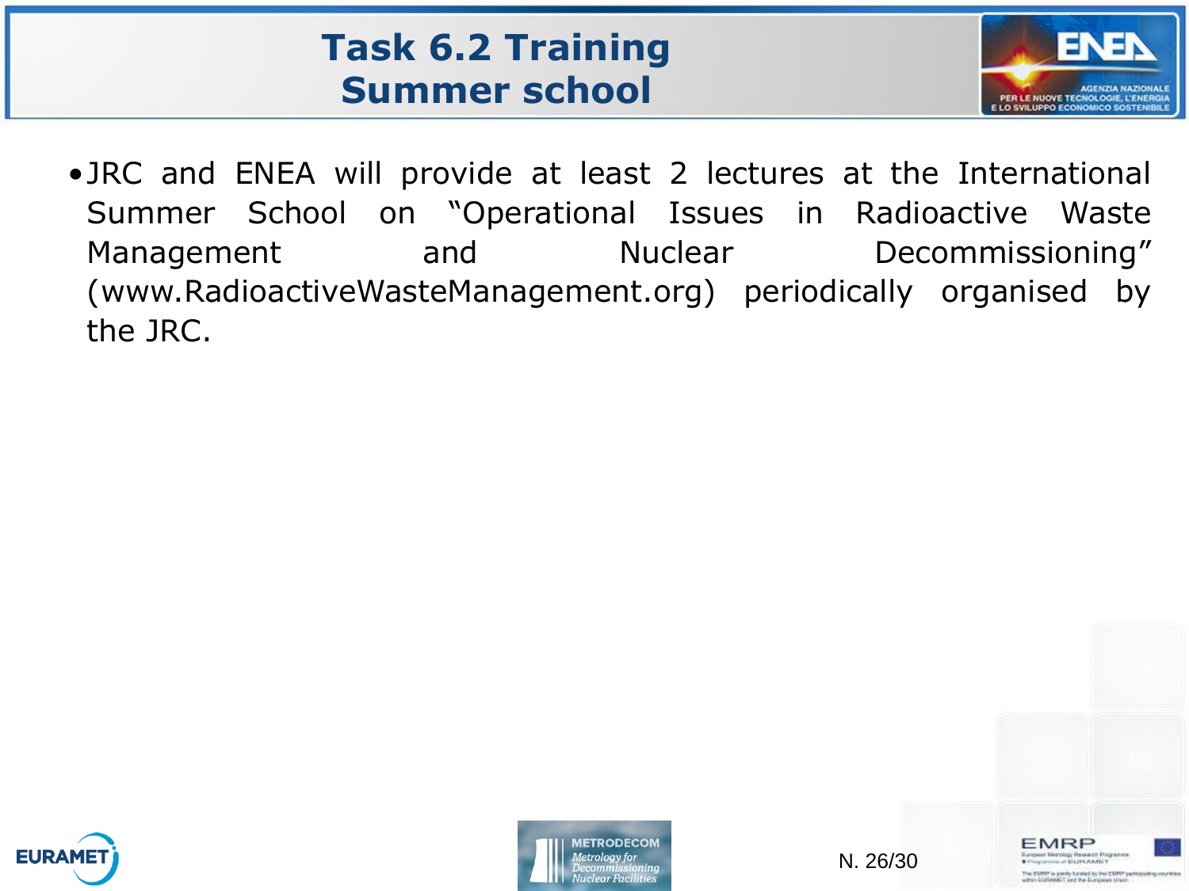# Task 6.2 Training
# Summer school

- JRC and ENEA will provide at least 2 lectures at the International Summer School on "Operational Issues in Radioactive Waste Management and Nuclear Decommissioning" (www.RadioactiveWasteManagement.org) periodically organised by the JRC.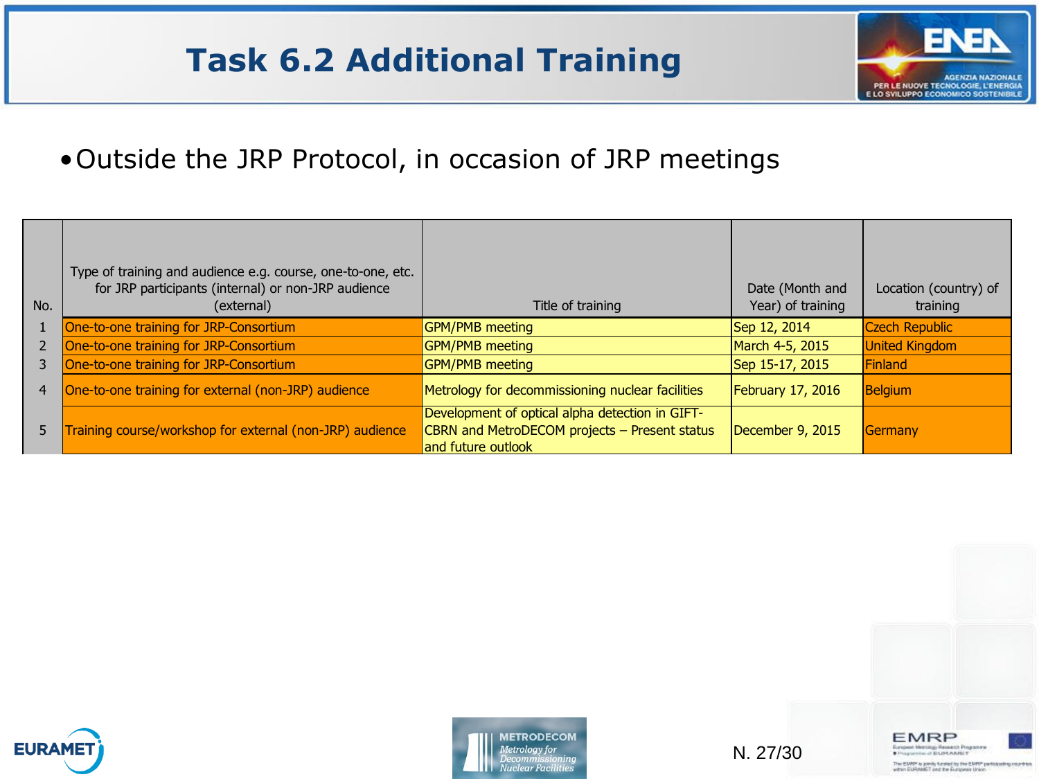# Task 6.2 Additional Training

- Outside the JRP Protocol, in occasion of JRP meetings

| No. | Type of training and audience e.g. course, one-to-one, etc. for JRP participants (internal) or non-JRP audience (external) | Title of training | Date (Month and Year) of training | Location (country) of training |
|---|---|---|---|---|
| 1 | One-to-one training for JRP-Consortium | GPM/PMB meeting | Sep 12, 2014 | Czech Republic |
| 2 | One-to-one training for JRP-Consortium | GPM/PMB meeting | March 4-5, 2015 | United Kingdom |
| 3 | One-to-one training for JRP-Consortium | GPM/PMB meeting | Sep 15-17, 2015 | Finland |
| 4 | One-to-one training for external (non-JRP) audience | Metrology for decommissioning nuclear facilities | February 17, 2016 | Belgium |
| 5 | Training course/workshop for external (non-JRP) audience | Development of optical alpha detection in GIFT-CBRN and MetroDECOM projects – Present status and future outlook | December 9, 2015 | Germany |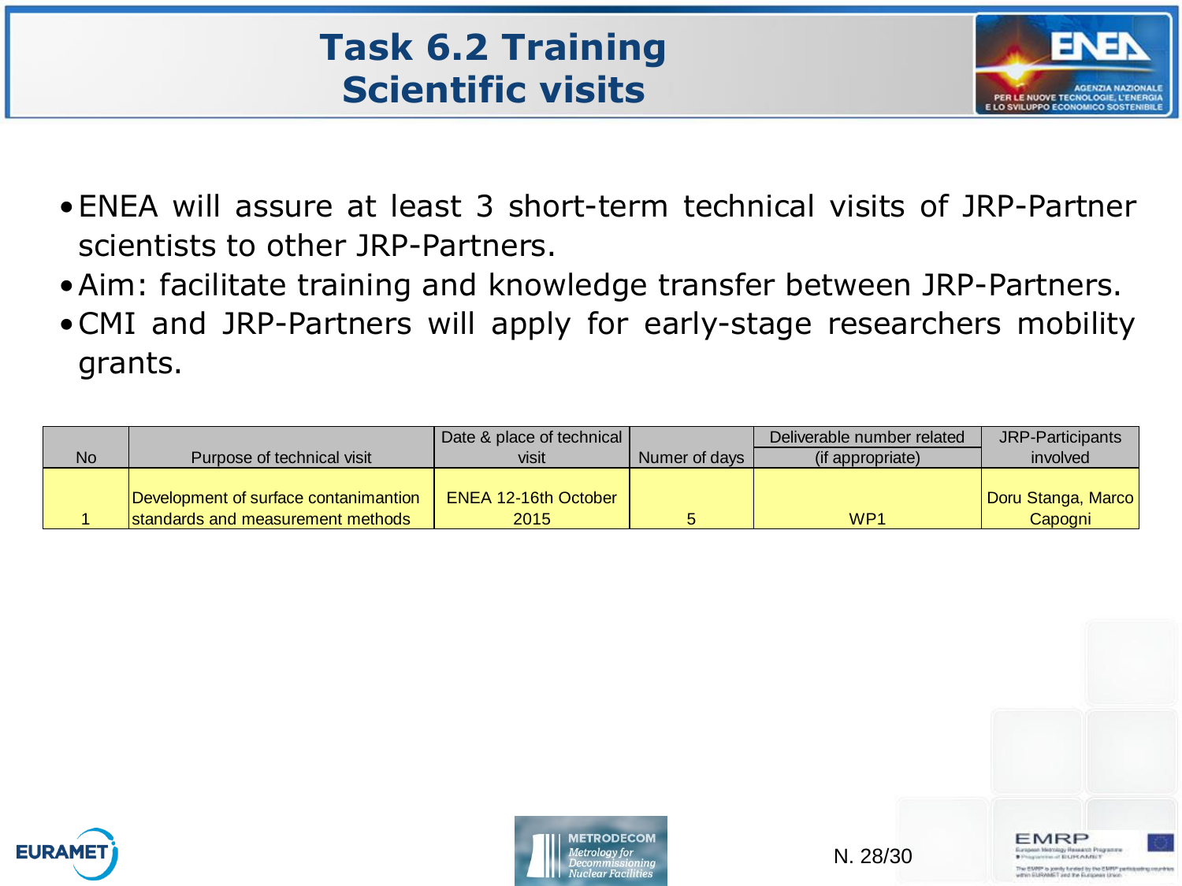# Task 6.2 Training
# Scientific visits

- ENEA will assure at least 3 short-term technical visits of JRP-Partner scientists to other JRP-Partners.
- Aim: facilitate training and knowledge transfer between JRP-Partners.
- CMI and JRP-Partners will apply for early-stage researchers mobility grants.

| No | Purpose of technical visit | Date & place of technical visit | Numer of days | Deliverable number related (if appropriate) | JRP-Participants involved |
|---|---|---|---|---|---|
| 1 | Development of surface contanimantion standards and measurement methods | ENEA 12-16th October 2015 | 5 | WP1 | Doru Stanga, Marco Capogni |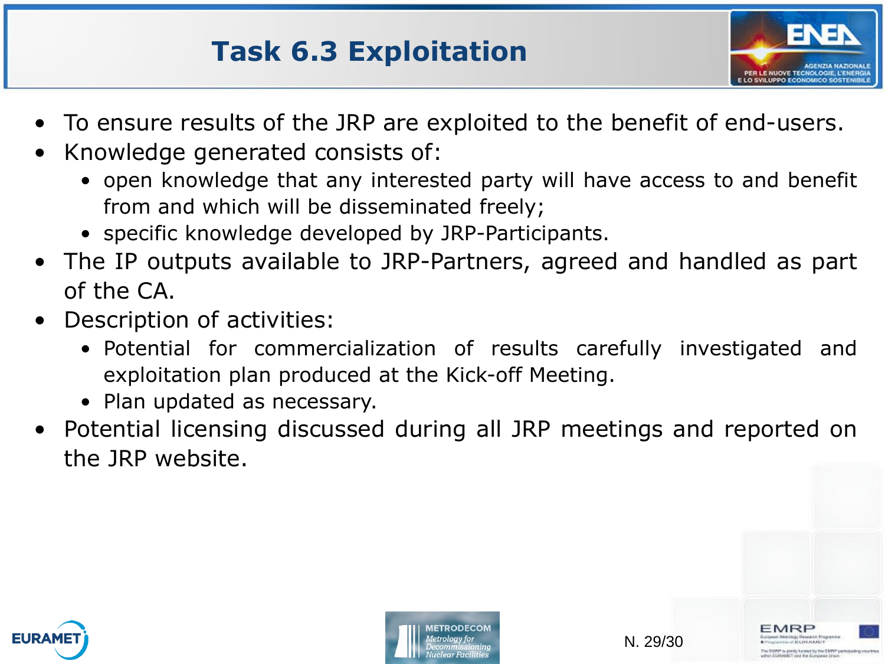# Task 6.3 Exploitation

- To ensure results of the JRP are exploited to the benefit of end-users.
- Knowledge generated consists of:
  - open knowledge that any interested party will have access to and benefit from and which will be disseminated freely;
  - specific knowledge developed by JRP-Participants.
- The IP outputs available to JRP-Partners, agreed and handled as part of the CA.
- Description of activities:
  - Potential for commercialization of results carefully investigated and exploitation plan produced at the Kick-off Meeting.
  - Plan updated as necessary.
- Potential licensing discussed during all JRP meetings and reported on the JRP website.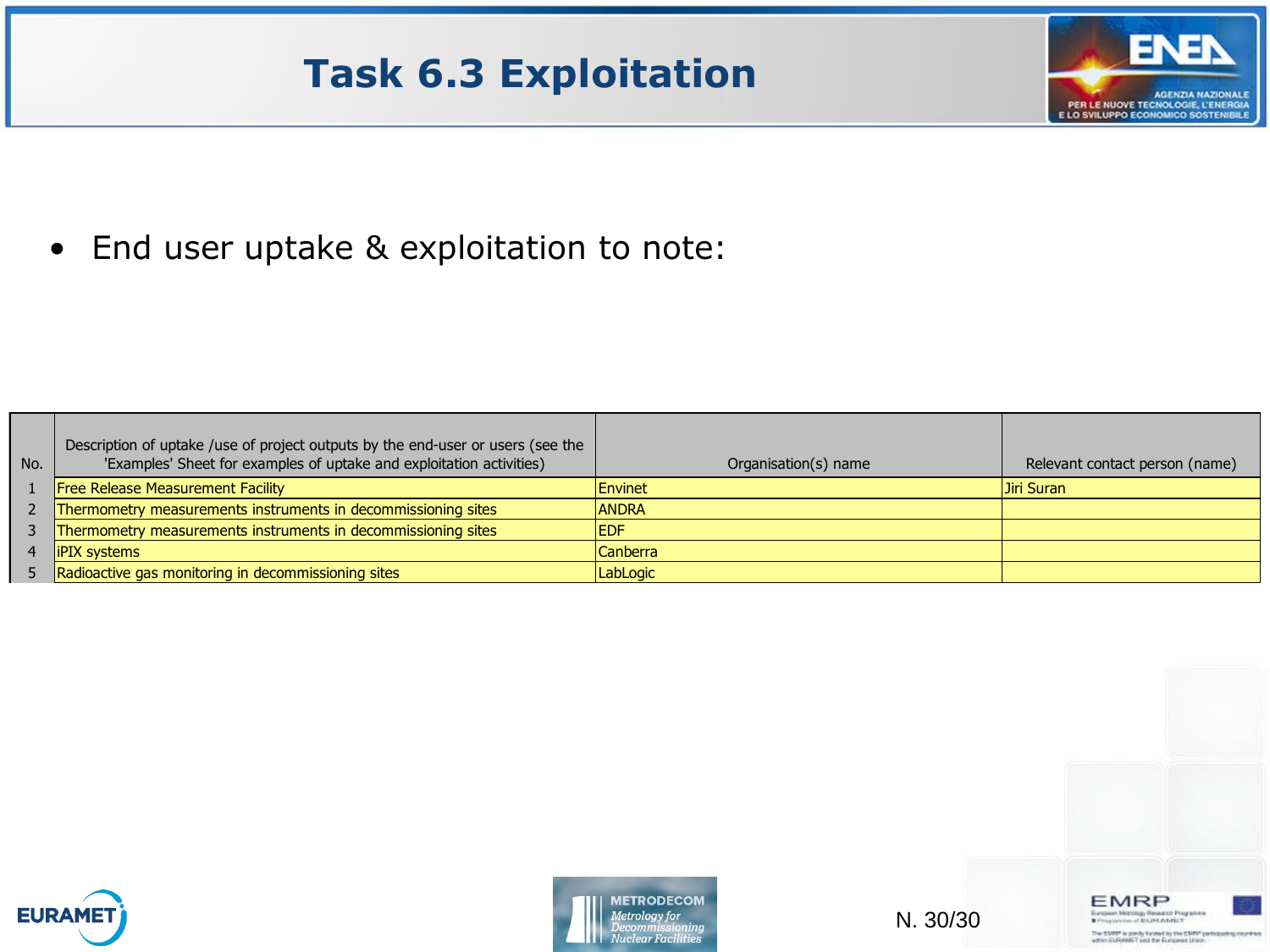# Task 6.3 Exploitation

- End user uptake & exploitation to note:

| No. | Description of uptake /use of project outputs by the end-user or users (see the 'Examples' Sheet for examples of uptake and exploitation activities) | Organisation(s) name | Relevant contact person (name) |
|---|---|---|---|
| 1 | Free Release Measurement Facility | Envinet | Jiri Suran |
| 2 | Thermometry measurements instruments in decommissioning sites | ANDRA | |
| 3 | Thermometry measurements instruments in decommissioning sites | EDF | |
| 4 | iPIX systems | Canberra | |
| 5 | Radioactive gas monitoring in decommissioning sites | LabLogic | |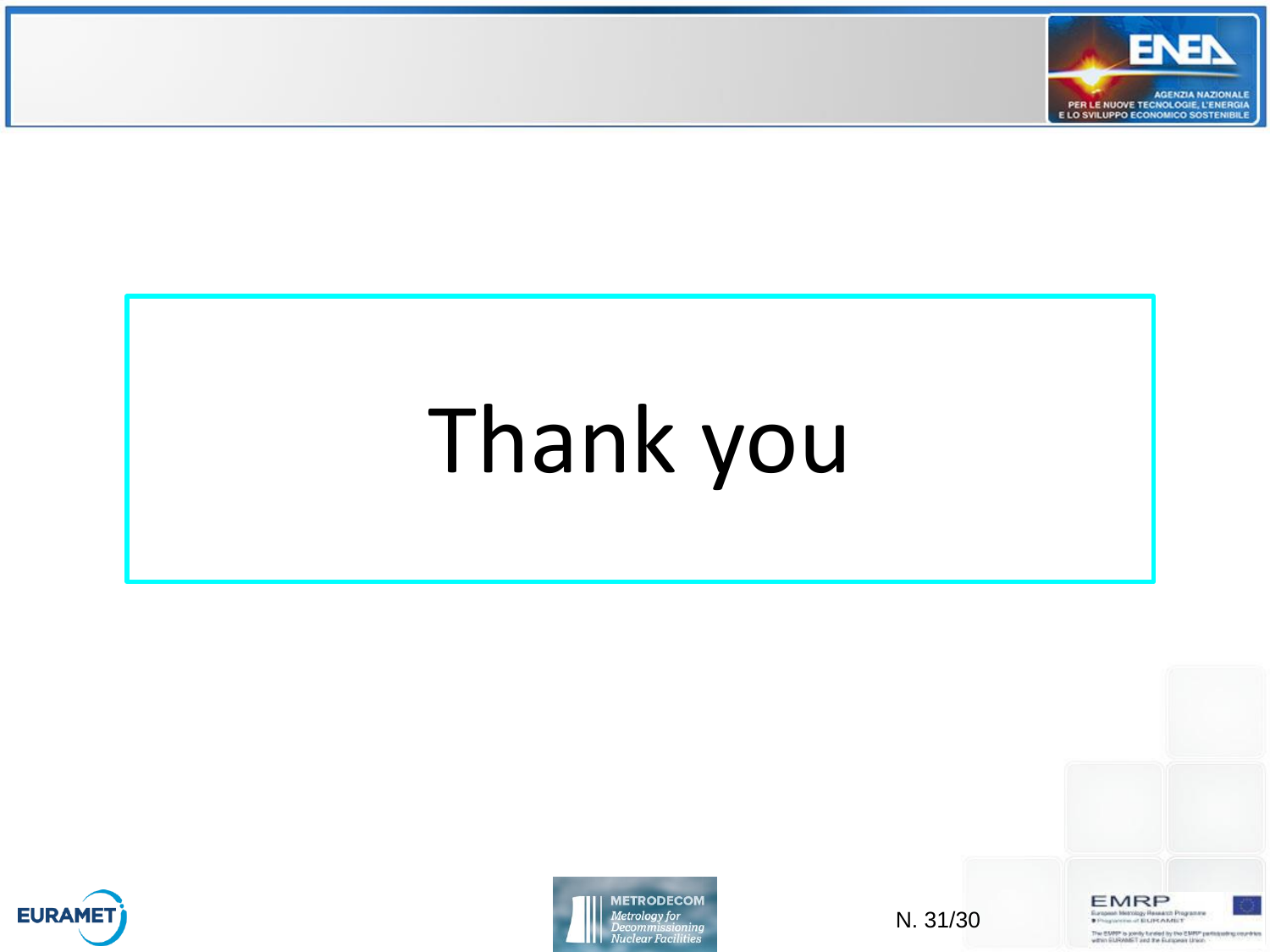# Thank you